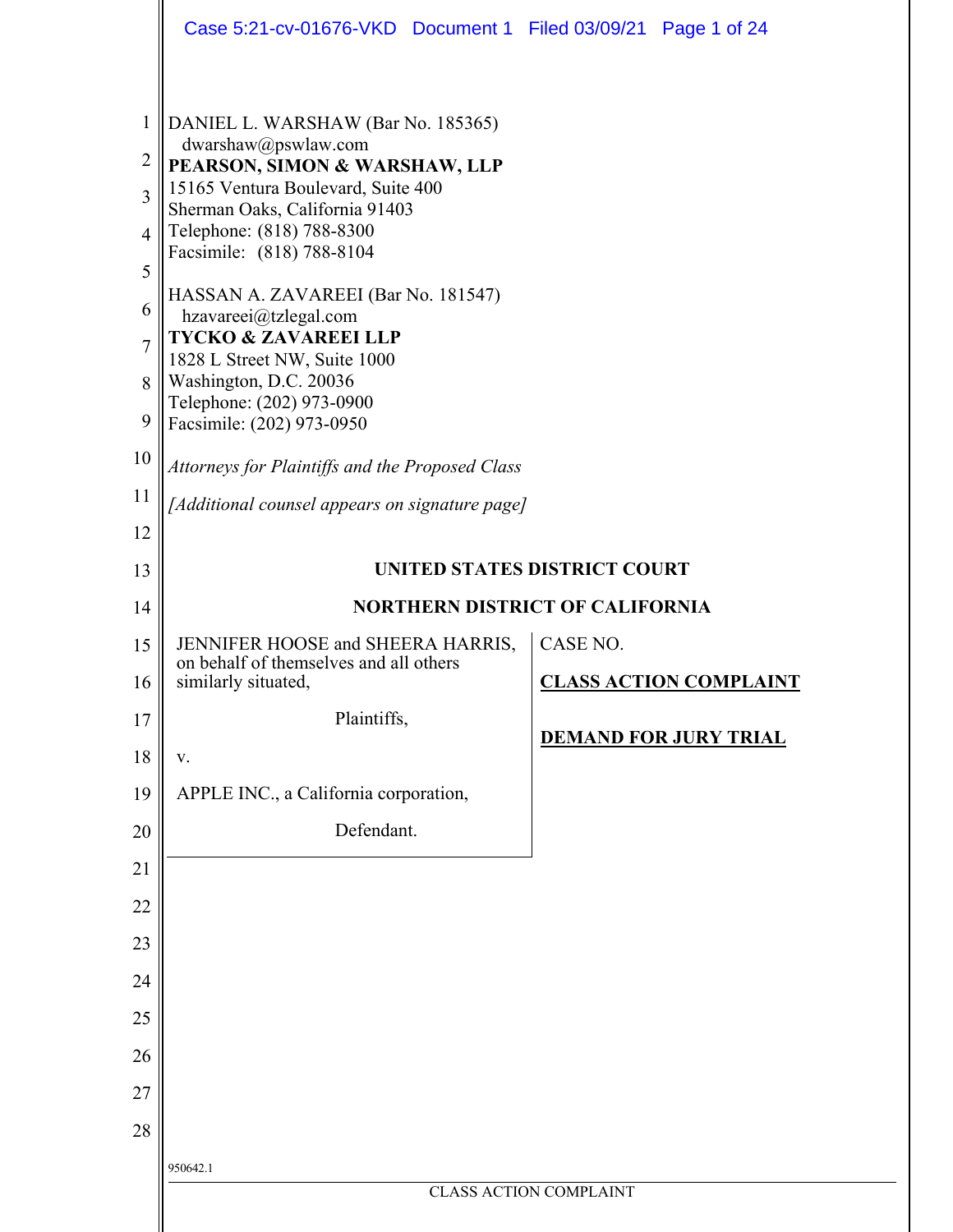DANIEL L. WARSHAW (Bar No. 185365)
dwarshaw@pswlaw.com
**PEARSON, SIMON & WARSHAW, LLP**
15165 Ventura Boulevard, Suite 400
Sherman Oaks, California 91403
Telephone: (818) 788-8300
Facsimile: (818) 788-8104

HASSAN A. ZAVAREEI (Bar No. 181547)
hzavareei@tzlegal.com
**TYCKO & ZAVAREEI LLP**
1828 L Street NW, Suite 1000
Washington, D.C. 20036
Telephone: (202) 973-0900
Facsimile: (202) 973-0950

*Attorneys for Plaintiffs and the Proposed Class*

*[Additional counsel appears on signature page]*

**UNITED STATES DISTRICT COURT**

**NORTHERN DISTRICT OF CALIFORNIA**

| | |
|---|---|
| JENNIFER HOOSE and SHEERA HARRIS, on behalf of themselves and all others similarly situated,<br><br>Plaintiffs,<br><br>v.<br><br>APPLE INC., a California corporation,<br><br>Defendant. | CASE NO.<br><br>**CLASS ACTION COMPLAINT**<br><br>**DEMAND FOR JURY TRIAL** |

950642.1

CLASS ACTION COMPLAINT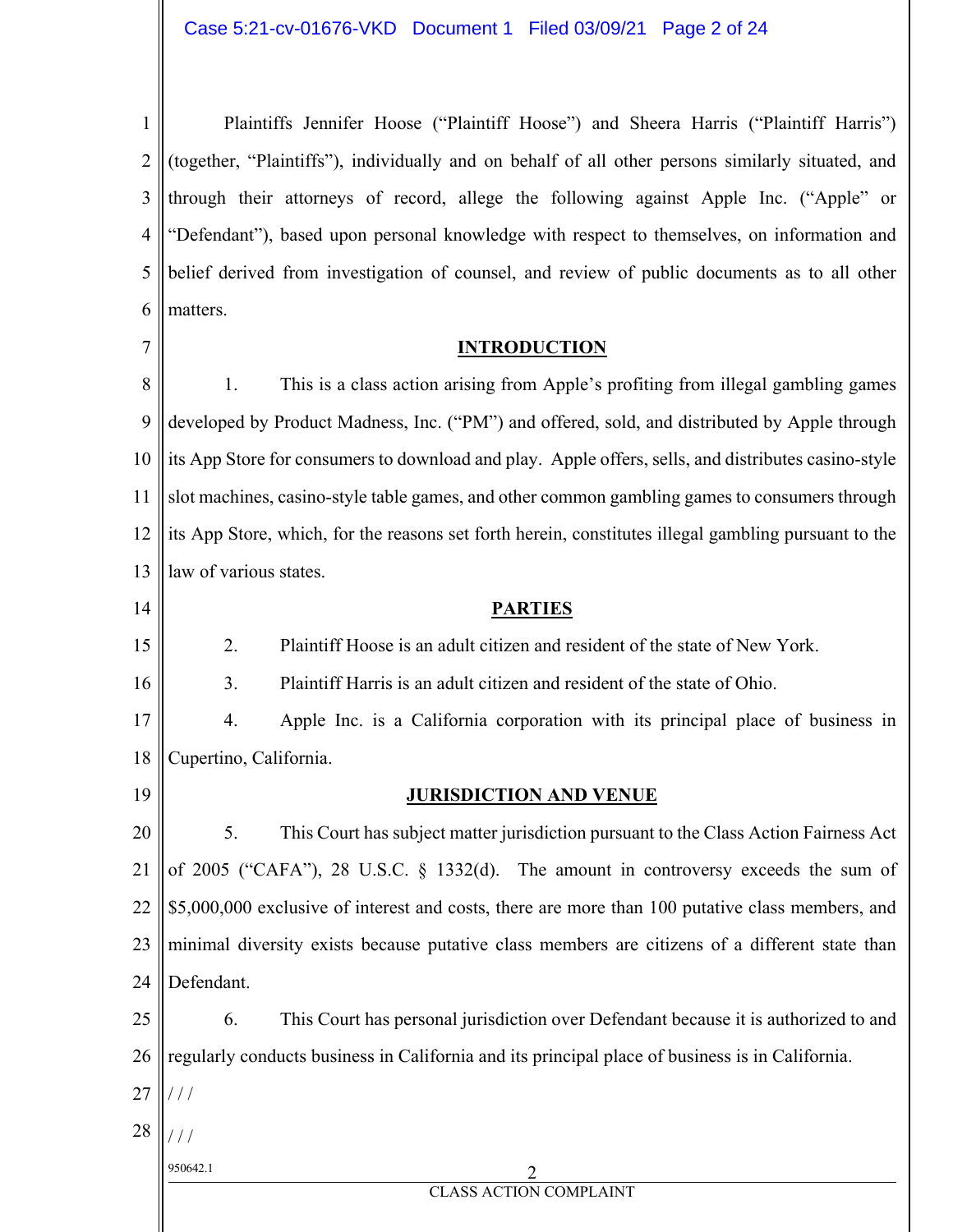Plaintiffs Jennifer Hoose ("Plaintiff Hoose") and Sheera Harris ("Plaintiff Harris") (together, "Plaintiffs"), individually and on behalf of all other persons similarly situated, and through their attorneys of record, allege the following against Apple Inc. ("Apple" or "Defendant"), based upon personal knowledge with respect to themselves, on information and belief derived from investigation of counsel, and review of public documents as to all other matters.

## INTRODUCTION

1. This is a class action arising from Apple's profiting from illegal gambling games developed by Product Madness, Inc. ("PM") and offered, sold, and distributed by Apple through its App Store for consumers to download and play. Apple offers, sells, and distributes casino-style slot machines, casino-style table games, and other common gambling games to consumers through its App Store, which, for the reasons set forth herein, constitutes illegal gambling pursuant to the law of various states.

## PARTIES

2. Plaintiff Hoose is an adult citizen and resident of the state of New York.

3. Plaintiff Harris is an adult citizen and resident of the state of Ohio.

4. Apple Inc. is a California corporation with its principal place of business in Cupertino, California.

## JURISDICTION AND VENUE

5. This Court has subject matter jurisdiction pursuant to the Class Action Fairness Act of 2005 ("CAFA"), 28 U.S.C. § 1332(d). The amount in controversy exceeds the sum of $5,000,000 exclusive of interest and costs, there are more than 100 putative class members, and minimal diversity exists because putative class members are citizens of a different state than Defendant.

6. This Court has personal jurisdiction over Defendant because it is authorized to and regularly conducts business in California and its principal place of business is in California.

/ / /

/ / /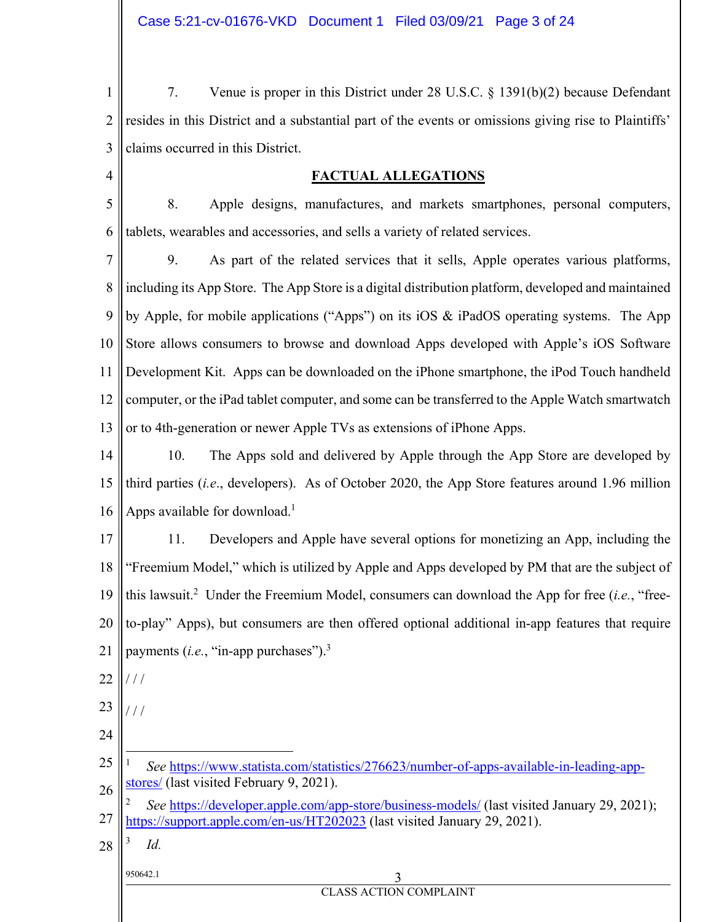7. Venue is proper in this District under 28 U.S.C. § 1391(b)(2) because Defendant resides in this District and a substantial part of the events or omissions giving rise to Plaintiffs' claims occurred in this District.

## **FACTUAL ALLEGATIONS**

8. Apple designs, manufactures, and markets smartphones, personal computers, tablets, wearables and accessories, and sells a variety of related services.

9. As part of the related services that it sells, Apple operates various platforms, including its App Store. The App Store is a digital distribution platform, developed and maintained by Apple, for mobile applications ("Apps") on its iOS & iPadOS operating systems. The App Store allows consumers to browse and download Apps developed with Apple's iOS Software Development Kit. Apps can be downloaded on the iPhone smartphone, the iPod Touch handheld computer, or the iPad tablet computer, and some can be transferred to the Apple Watch smartwatch or to 4th-generation or newer Apple TVs as extensions of iPhone Apps.

10. The Apps sold and delivered by Apple through the App Store are developed by third parties (*i.e.*, developers). As of October 2020, the App Store features around 1.96 million Apps available for download.[1]

11. Developers and Apple have several options for monetizing an App, including the "Freemium Model," which is utilized by Apple and Apps developed by PM that are the subject of this lawsuit.[2] Under the Freemium Model, consumers can download the App for free (*i.e.*, "free-to-play" Apps), but consumers are then offered optional additional in-app features that require payments (*i.e.*, "in-app purchases").[3]

/ / /

/ / /

---

[1] *See* https://www.statista.com/statistics/276623/number-of-apps-available-in-leading-app-stores/ (last visited February 9, 2021).

[2] *See* https://developer.apple.com/app-store/business-models/ (last visited January 29, 2021); https://support.apple.com/en-us/HT202023 (last visited January 29, 2021).

[3] *Id.*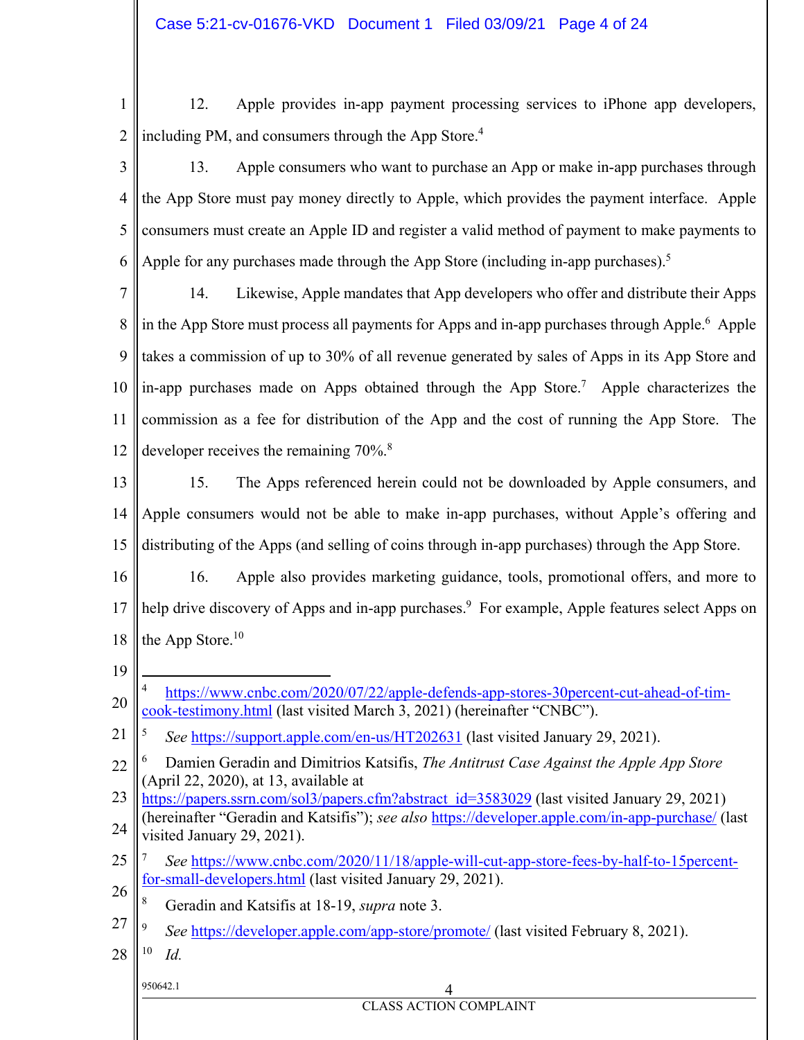12. Apple provides in-app payment processing services to iPhone app developers, including PM, and consumers through the App Store.[4]

13. Apple consumers who want to purchase an App or make in-app purchases through the App Store must pay money directly to Apple, which provides the payment interface. Apple consumers must create an Apple ID and register a valid method of payment to make payments to Apple for any purchases made through the App Store (including in-app purchases).[5]

14. Likewise, Apple mandates that App developers who offer and distribute their Apps in the App Store must process all payments for Apps and in-app purchases through Apple.[6] Apple takes a commission of up to 30% of all revenue generated by sales of Apps in its App Store and in-app purchases made on Apps obtained through the App Store.[7] Apple characterizes the commission as a fee for distribution of the App and the cost of running the App Store. The developer receives the remaining 70%.[8]

15. The Apps referenced herein could not be downloaded by Apple consumers, and Apple consumers would not be able to make in-app purchases, without Apple's offering and distributing of the Apps (and selling of coins through in-app purchases) through the App Store.

16. Apple also provides marketing guidance, tools, promotional offers, and more to help drive discovery of Apps and in-app purchases.[9] For example, Apple features select Apps on the App Store.[10]

---

[4] https://www.cnbc.com/2020/07/22/apple-defends-app-stores-30percent-cut-ahead-of-tim-cook-testimony.html (last visited March 3, 2021) (hereinafter "CNBC").

[5] *See* https://support.apple.com/en-us/HT202631 (last visited January 29, 2021).

[6] Damien Geradin and Dimitrios Katsifis, *The Antitrust Case Against the Apple App Store* (April 22, 2020), at 13, available at https://papers.ssrn.com/sol3/papers.cfm?abstract_id=3583029 (last visited January 29, 2021) (hereinafter "Geradin and Katsifis"); *see also* https://developer.apple.com/in-app-purchase/ (last visited January 29, 2021).

[7] *See* https://www.cnbc.com/2020/11/18/apple-will-cut-app-store-fees-by-half-to-15percent-for-small-developers.html (last visited January 29, 2021).

[8] Geradin and Katsifis at 18-19, *supra* note 3.

[9] *See* https://developer.apple.com/app-store/promote/ (last visited February 8, 2021).

[10] *Id.*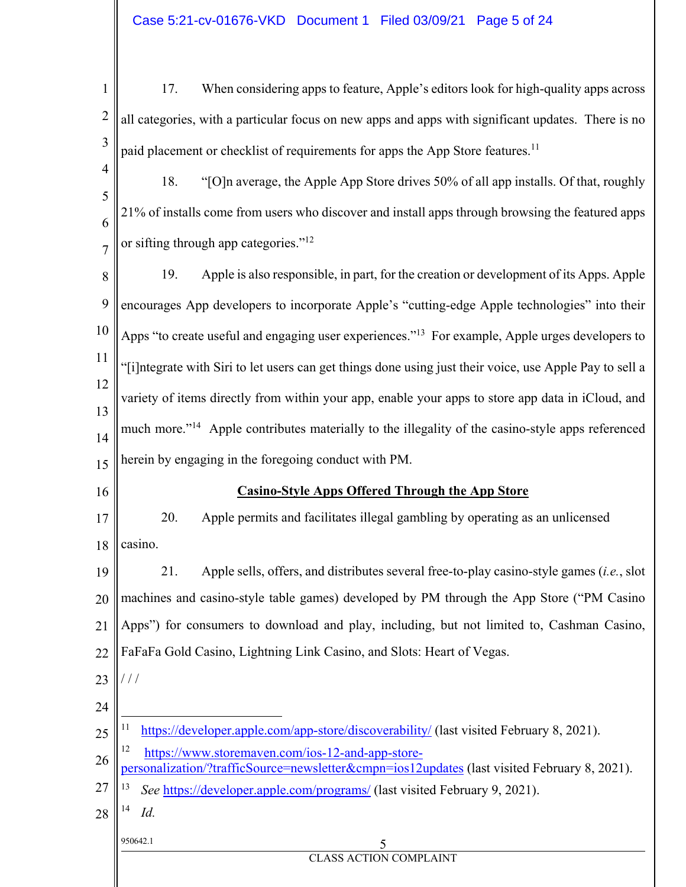17. When considering apps to feature, Apple's editors look for high-quality apps across all categories, with a particular focus on new apps and apps with significant updates. There is no paid placement or checklist of requirements for apps the App Store features.[11]

18. "[O]n average, the Apple App Store drives 50% of all app installs. Of that, roughly 21% of installs come from users who discover and install apps through browsing the featured apps or sifting through app categories."[12]

19. Apple is also responsible, in part, for the creation or development of its Apps. Apple encourages App developers to incorporate Apple's "cutting-edge Apple technologies" into their Apps "to create useful and engaging user experiences."[13] For example, Apple urges developers to "[i]ntegrate with Siri to let users can get things done using just their voice, use Apple Pay to sell a variety of items directly from within your app, enable your apps to store app data in iCloud, and much more."[14] Apple contributes materially to the illegality of the casino-style apps referenced herein by engaging in the foregoing conduct with PM.

**Casino-Style Apps Offered Through the App Store**

20. Apple permits and facilitates illegal gambling by operating as an unlicensed casino.

21. Apple sells, offers, and distributes several free-to-play casino-style games (*i.e.*, slot machines and casino-style table games) developed by PM through the App Store ("PM Casino Apps") for consumers to download and play, including, but not limited to, Cashman Casino, FaFaFa Gold Casino, Lightning Link Casino, and Slots: Heart of Vegas.

/ / /

---

[11] https://developer.apple.com/app-store/discoverability/ (last visited February 8, 2021).

[12] https://www.storemaven.com/ios-12-and-app-store-personalization/?trafficSource=newsletter&cmpn=ios12updates (last visited February 8, 2021).

[13] *See* https://developer.apple.com/programs/ (last visited February 9, 2021).

[14] *Id.*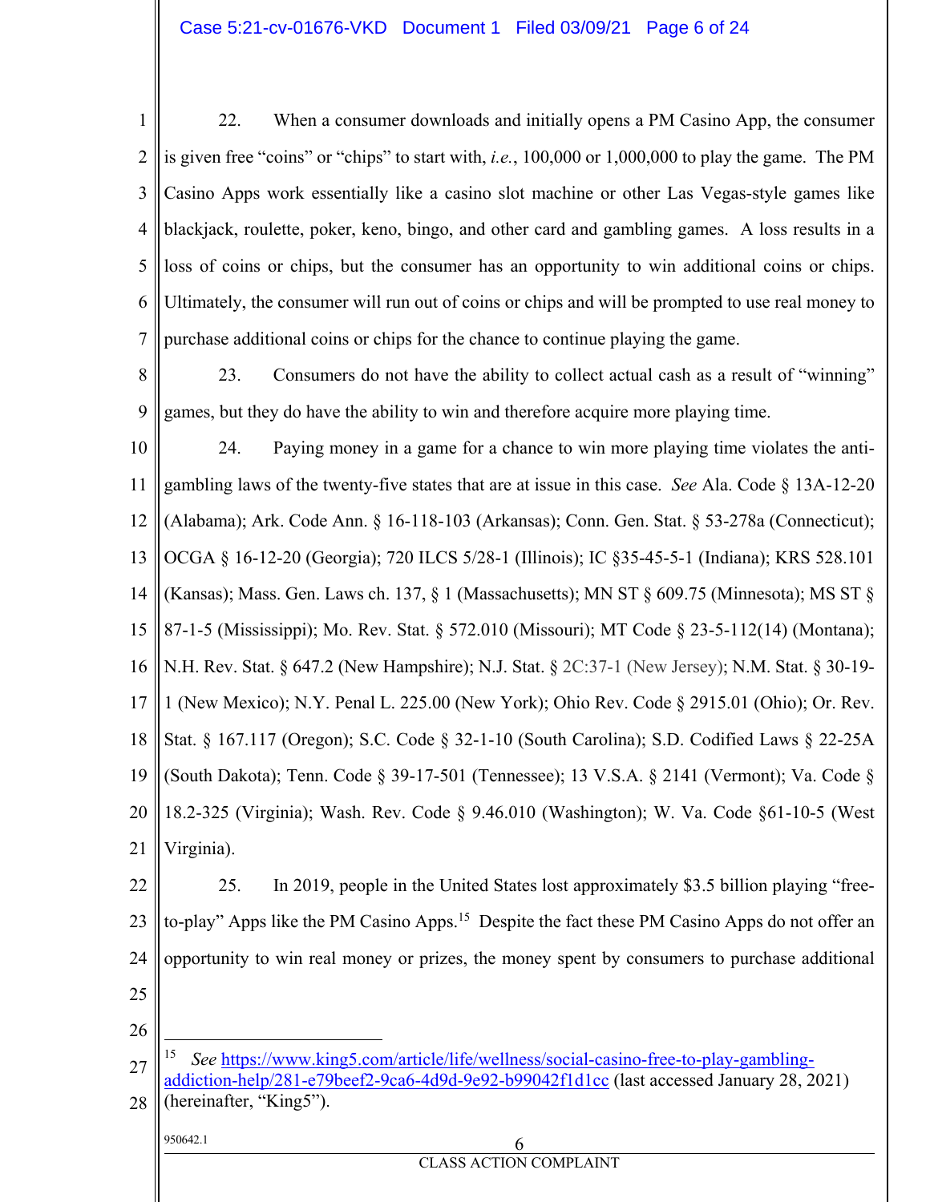22. When a consumer downloads and initially opens a PM Casino App, the consumer is given free "coins" or "chips" to start with, *i.e.*, 100,000 or 1,000,000 to play the game. The PM Casino Apps work essentially like a casino slot machine or other Las Vegas-style games like blackjack, roulette, poker, keno, bingo, and other card and gambling games. A loss results in a loss of coins or chips, but the consumer has an opportunity to win additional coins or chips. Ultimately, the consumer will run out of coins or chips and will be prompted to use real money to purchase additional coins or chips for the chance to continue playing the game.

23. Consumers do not have the ability to collect actual cash as a result of "winning" games, but they do have the ability to win and therefore acquire more playing time.

24. Paying money in a game for a chance to win more playing time violates the anti-gambling laws of the twenty-five states that are at issue in this case. *See* Ala. Code § 13A-12-20 (Alabama); Ark. Code Ann. § 16-118-103 (Arkansas); Conn. Gen. Stat. § 53-278a (Connecticut); OCGA § 16-12-20 (Georgia); 720 ILCS 5/28-1 (Illinois); IC §35-45-5-1 (Indiana); KRS 528.101 (Kansas); Mass. Gen. Laws ch. 137, § 1 (Massachusetts); MN ST § 609.75 (Minnesota); MS ST § 87-1-5 (Mississippi); Mo. Rev. Stat. § 572.010 (Missouri); MT Code § 23-5-112(14) (Montana); N.H. Rev. Stat. § 647.2 (New Hampshire); N.J. Stat. § 2C:37-1 (New Jersey); N.M. Stat. § 30-19-1 (New Mexico); N.Y. Penal L. 225.00 (New York); Ohio Rev. Code § 2915.01 (Ohio); Or. Rev. Stat. § 167.117 (Oregon); S.C. Code § 32-1-10 (South Carolina); S.D. Codified Laws § 22-25A (South Dakota); Tenn. Code § 39-17-501 (Tennessee); 13 V.S.A. § 2141 (Vermont); Va. Code § 18.2-325 (Virginia); Wash. Rev. Code § 9.46.010 (Washington); W. Va. Code §61-10-5 (West Virginia).

25. In 2019, people in the United States lost approximately $3.5 billion playing "free-to-play" Apps like the PM Casino Apps.[15] Despite the fact these PM Casino Apps do not offer an opportunity to win real money or prizes, the money spent by consumers to purchase additional

---

[15] *See* https://www.king5.com/article/life/wellness/social-casino-free-to-play-gambling-addiction-help/281-e79beef2-9ca6-4d9d-9e92-b99042f1d1cc (last accessed January 28, 2021) (hereinafter, "King5").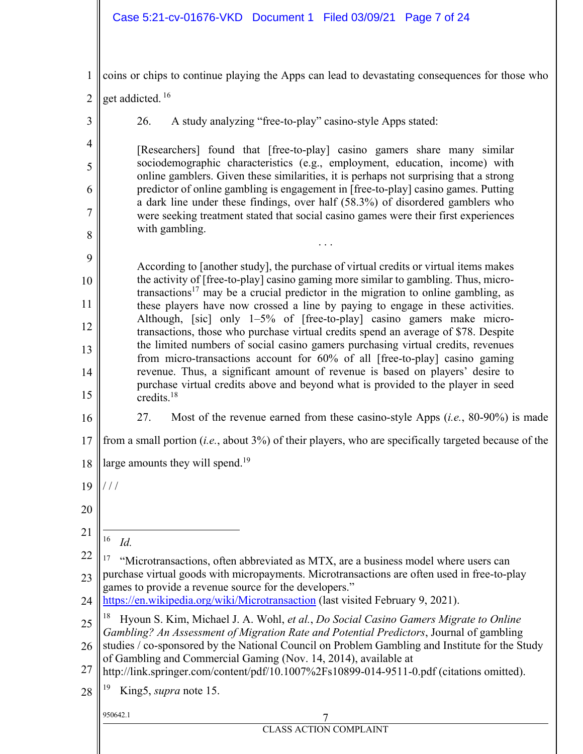coins or chips to continue playing the Apps can lead to devastating consequences for those who get addicted.[16]

26. A study analyzing "free-to-play" casino-style Apps stated:

> [Researchers] found that [free-to-play] casino gamers share many similar sociodemographic characteristics (e.g., employment, education, income) with online gamblers. Given these similarities, it is perhaps not surprising that a strong predictor of online gambling is engagement in [free-to-play] casino games. Putting a dark line under these findings, over half (58.3%) of disordered gamblers who were seeking treatment stated that social casino games were their first experiences with gambling.
>
> . . .
>
> According to [another study], the purchase of virtual credits or virtual items makes the activity of [free-to-play] casino gaming more similar to gambling. Thus, micro-transactions[17] may be a crucial predictor in the migration to online gambling, as these players have now crossed a line by paying to engage in these activities. Although, [sic] only 1–5% of [free-to-play] casino gamers make micro-transactions, those who purchase virtual credits spend an average of $78. Despite the limited numbers of social casino gamers purchasing virtual credits, revenues from micro-transactions account for 60% of all [free-to-play] casino gaming revenue. Thus, a significant amount of revenue is based on players' desire to purchase virtual credits above and beyond what is provided to the player in seed credits.[18]

27. Most of the revenue earned from these casino-style Apps (*i.e.*, 80-90%) is made from a small portion (*i.e.*, about 3%) of their players, who are specifically targeted because of the large amounts they will spend.[19]

/ / /

---

[16] *Id.*

[17] "Microtransactions, often abbreviated as MTX, are a business model where users can purchase virtual goods with micropayments. Microtransactions are often used in free-to-play games to provide a revenue source for the developers." https://en.wikipedia.org/wiki/Microtransaction (last visited February 9, 2021).

[18] Hyoun S. Kim, Michael J. A. Wohl, *et al.*, *Do Social Casino Gamers Migrate to Online Gambling? An Assessment of Migration Rate and Potential Predictors*, Journal of gambling studies / co-sponsored by the National Council on Problem Gambling and Institute for the Study of Gambling and Commercial Gaming (Nov. 14, 2014), available at http://link.springer.com/content/pdf/10.1007%2Fs10899-014-9511-0.pdf (citations omitted).

[19] King5, *supra* note 15.

950642.1

CLASS ACTION COMPLAINT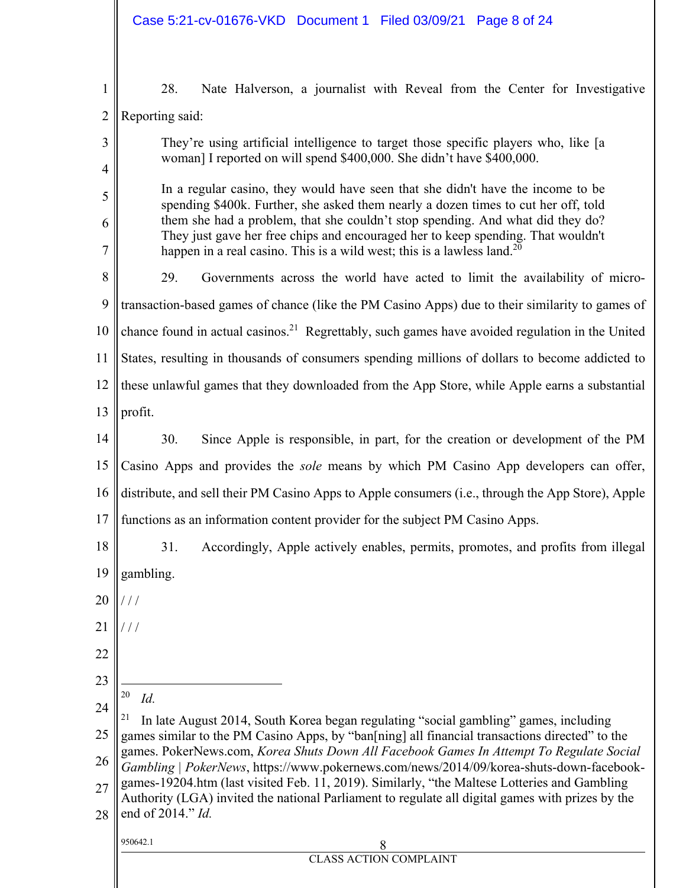28. Nate Halverson, a journalist with Reveal from the Center for Investigative Reporting said:

> They're using artificial intelligence to target those specific players who, like [a woman] I reported on will spend $400,000. She didn't have $400,000.
>
> In a regular casino, they would have seen that she didn't have the income to be spending $400k. Further, she asked them nearly a dozen times to cut her off, told them she had a problem, that she couldn't stop spending. And what did they do? They just gave her free chips and encouraged her to keep spending. That wouldn't happen in a real casino. This is a wild west; this is a lawless land.[20]

29. Governments across the world have acted to limit the availability of micro-transaction-based games of chance (like the PM Casino Apps) due to their similarity to games of chance found in actual casinos.[21] Regrettably, such games have avoided regulation in the United States, resulting in thousands of consumers spending millions of dollars to become addicted to these unlawful games that they downloaded from the App Store, while Apple earns a substantial profit.

30. Since Apple is responsible, in part, for the creation or development of the PM Casino Apps and provides the *sole* means by which PM Casino App developers can offer, distribute, and sell their PM Casino Apps to Apple consumers (i.e., through the App Store), Apple functions as an information content provider for the subject PM Casino Apps.

31. Accordingly, Apple actively enables, permits, promotes, and profits from illegal gambling.

/ / /

/ / /

---

[20] *Id.*

[21] In late August 2014, South Korea began regulating "social gambling" games, including games similar to the PM Casino Apps, by "ban[ning] all financial transactions directed" to the games. PokerNews.com, *Korea Shuts Down All Facebook Games In Attempt To Regulate Social Gambling | PokerNews*, https://www.pokernews.com/news/2014/09/korea-shuts-down-facebook-games-19204.htm (last visited Feb. 11, 2019). Similarly, "the Maltese Lotteries and Gambling Authority (LGA) invited the national Parliament to regulate all digital games with prizes by the end of 2014." *Id.*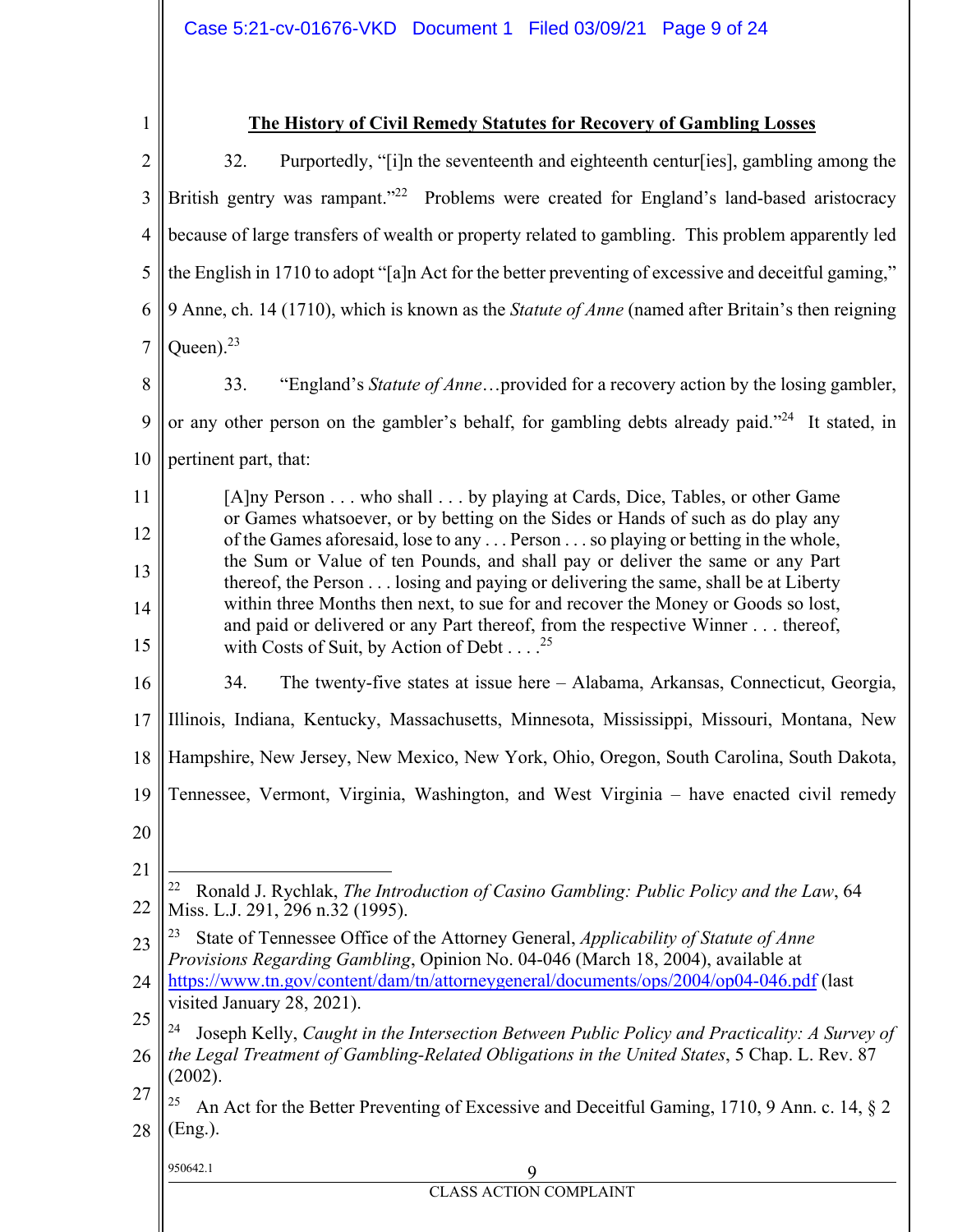## The History of Civil Remedy Statutes for Recovery of Gambling Losses

32. Purportedly, "[i]n the seventeenth and eighteenth centur[ies], gambling among the British gentry was rampant."[22] Problems were created for England's land-based aristocracy because of large transfers of wealth or property related to gambling. This problem apparently led the English in 1710 to adopt "[a]n Act for the better preventing of excessive and deceitful gaming," 9 Anne, ch. 14 (1710), which is known as the *Statute of Anne* (named after Britain's then reigning Queen).[23]

33. "England's *Statute of Anne*…provided for a recovery action by the losing gambler, or any other person on the gambler's behalf, for gambling debts already paid."[24] It stated, in pertinent part, that:

> [A]ny Person . . . who shall . . . by playing at Cards, Dice, Tables, or other Game or Games whatsoever, or by betting on the Sides or Hands of such as do play any of the Games aforesaid, lose to any . . . Person . . . so playing or betting in the whole, the Sum or Value of ten Pounds, and shall pay or deliver the same or any Part thereof, the Person . . . losing and paying or delivering the same, shall be at Liberty within three Months then next, to sue for and recover the Money or Goods so lost, and paid or delivered or any Part thereof, from the respective Winner . . . thereof, with Costs of Suit, by Action of Debt . . . .[25]

34. The twenty-five states at issue here – Alabama, Arkansas, Connecticut, Georgia, Illinois, Indiana, Kentucky, Massachusetts, Minnesota, Mississippi, Missouri, Montana, New Hampshire, New Jersey, New Mexico, New York, Ohio, Oregon, South Carolina, South Dakota, Tennessee, Vermont, Virginia, Washington, and West Virginia – have enacted civil remedy

---

[22] Ronald J. Rychlak, *The Introduction of Casino Gambling: Public Policy and the Law*, 64 Miss. L.J. 291, 296 n.32 (1995).

[23] State of Tennessee Office of the Attorney General, *Applicability of Statute of Anne Provisions Regarding Gambling*, Opinion No. 04-046 (March 18, 2004), available at https://www.tn.gov/content/dam/tn/attorneygeneral/documents/ops/2004/op04-046.pdf (last visited January 28, 2021).

[24] Joseph Kelly, *Caught in the Intersection Between Public Policy and Practicality: A Survey of the Legal Treatment of Gambling-Related Obligations in the United States*, 5 Chap. L. Rev. 87 (2002).

[25] An Act for the Better Preventing of Excessive and Deceitful Gaming, 1710, 9 Ann. c. 14, § 2 (Eng.).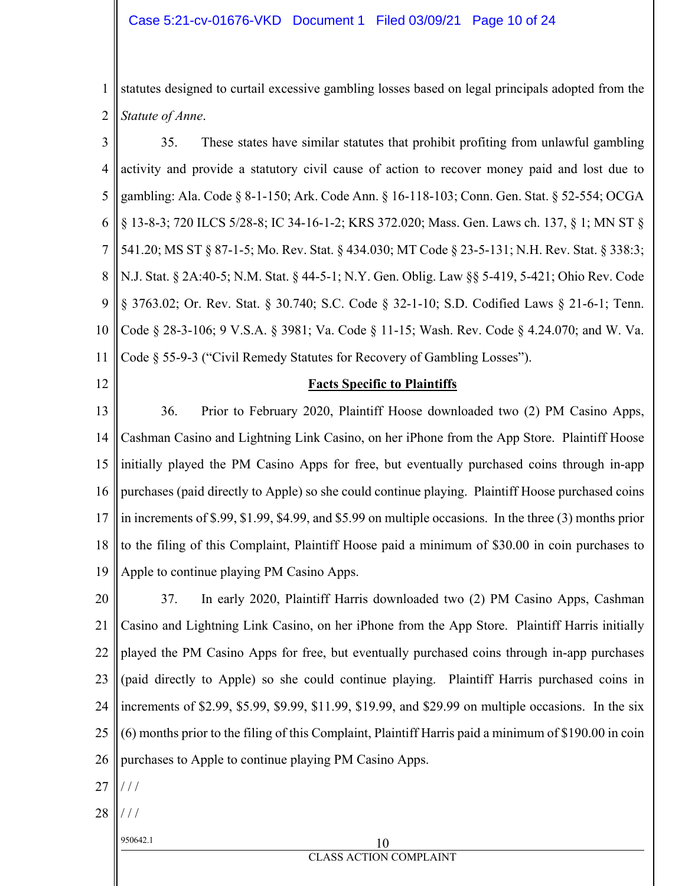statutes designed to curtail excessive gambling losses based on legal principals adopted from the *Statute of Anne*.

35. These states have similar statutes that prohibit profiting from unlawful gambling activity and provide a statutory civil cause of action to recover money paid and lost due to gambling: Ala. Code § 8-1-150; Ark. Code Ann. § 16-118-103; Conn. Gen. Stat. § 52-554; OCGA § 13-8-3; 720 ILCS 5/28-8; IC 34-16-1-2; KRS 372.020; Mass. Gen. Laws ch. 137, § 1; MN ST § 541.20; MS ST § 87-1-5; Mo. Rev. Stat. § 434.030; MT Code § 23-5-131; N.H. Rev. Stat. § 338:3; N.J. Stat. § 2A:40-5; N.M. Stat. § 44-5-1; N.Y. Gen. Oblig. Law §§ 5-419, 5-421; Ohio Rev. Code § 3763.02; Or. Rev. Stat. § 30.740; S.C. Code § 32-1-10; S.D. Codified Laws § 21-6-1; Tenn. Code § 28-3-106; 9 V.S.A. § 3981; Va. Code § 11-15; Wash. Rev. Code § 4.24.070; and W. Va. Code § 55-9-3 ("Civil Remedy Statutes for Recovery of Gambling Losses").

## Facts Specific to Plaintiffs

36. Prior to February 2020, Plaintiff Hoose downloaded two (2) PM Casino Apps, Cashman Casino and Lightning Link Casino, on her iPhone from the App Store. Plaintiff Hoose initially played the PM Casino Apps for free, but eventually purchased coins through in-app purchases (paid directly to Apple) so she could continue playing. Plaintiff Hoose purchased coins in increments of $.99, $1.99, $4.99, and $5.99 on multiple occasions. In the three (3) months prior to the filing of this Complaint, Plaintiff Hoose paid a minimum of $30.00 in coin purchases to Apple to continue playing PM Casino Apps.

37. In early 2020, Plaintiff Harris downloaded two (2) PM Casino Apps, Cashman Casino and Lightning Link Casino, on her iPhone from the App Store. Plaintiff Harris initially played the PM Casino Apps for free, but eventually purchased coins through in-app purchases (paid directly to Apple) so she could continue playing. Plaintiff Harris purchased coins in increments of $2.99, $5.99, $9.99, $11.99, $19.99, and $29.99 on multiple occasions. In the six (6) months prior to the filing of this Complaint, Plaintiff Harris paid a minimum of $190.00 in coin purchases to Apple to continue playing PM Casino Apps.

/ / /

/ / /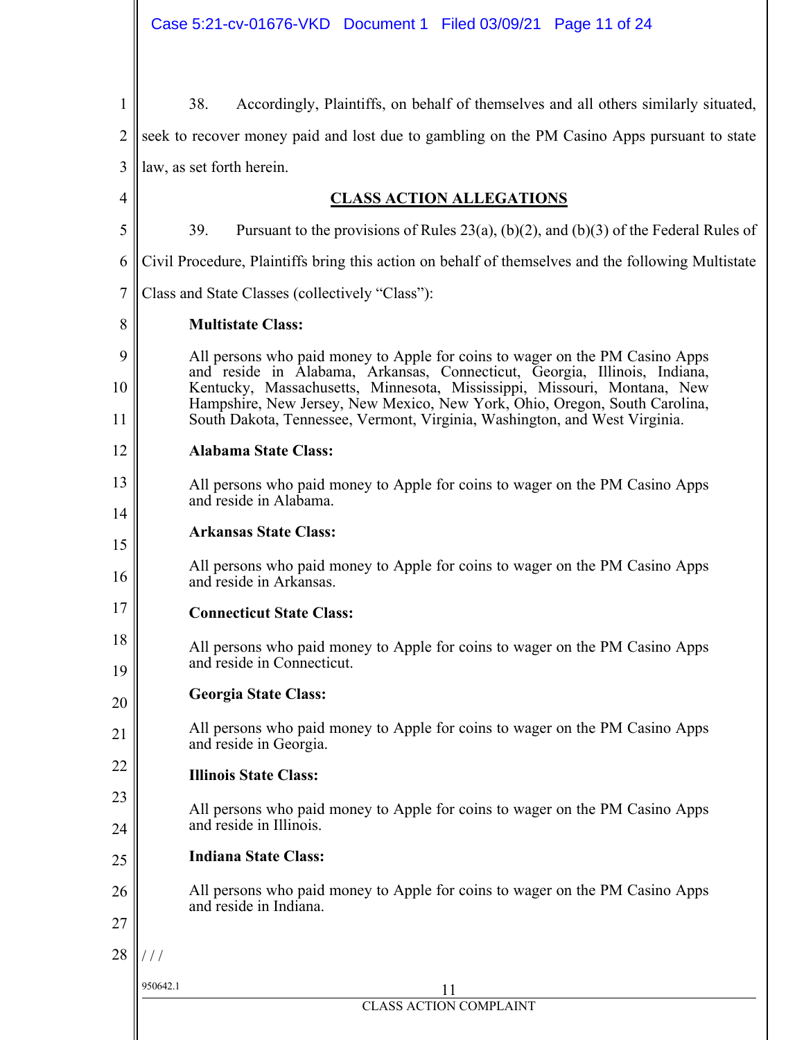38. Accordingly, Plaintiffs, on behalf of themselves and all others similarly situated, seek to recover money paid and lost due to gambling on the PM Casino Apps pursuant to state law, as set forth herein.

## CLASS ACTION ALLEGATIONS

39. Pursuant to the provisions of Rules 23(a), (b)(2), and (b)(3) of the Federal Rules of Civil Procedure, Plaintiffs bring this action on behalf of themselves and the following Multistate Class and State Classes (collectively "Class"):

**Multistate Class:**

All persons who paid money to Apple for coins to wager on the PM Casino Apps and reside in Alabama, Arkansas, Connecticut, Georgia, Illinois, Indiana, Kentucky, Massachusetts, Minnesota, Mississippi, Missouri, Montana, New Hampshire, New Jersey, New Mexico, New York, Ohio, Oregon, South Carolina, South Dakota, Tennessee, Vermont, Virginia, Washington, and West Virginia.

**Alabama State Class:**

All persons who paid money to Apple for coins to wager on the PM Casino Apps and reside in Alabama.

**Arkansas State Class:**

All persons who paid money to Apple for coins to wager on the PM Casino Apps and reside in Arkansas.

**Connecticut State Class:**

All persons who paid money to Apple for coins to wager on the PM Casino Apps and reside in Connecticut.

**Georgia State Class:**

All persons who paid money to Apple for coins to wager on the PM Casino Apps and reside in Georgia.

**Illinois State Class:**

All persons who paid money to Apple for coins to wager on the PM Casino Apps and reside in Illinois.

**Indiana State Class:**

All persons who paid money to Apple for coins to wager on the PM Casino Apps and reside in Indiana.

/ / /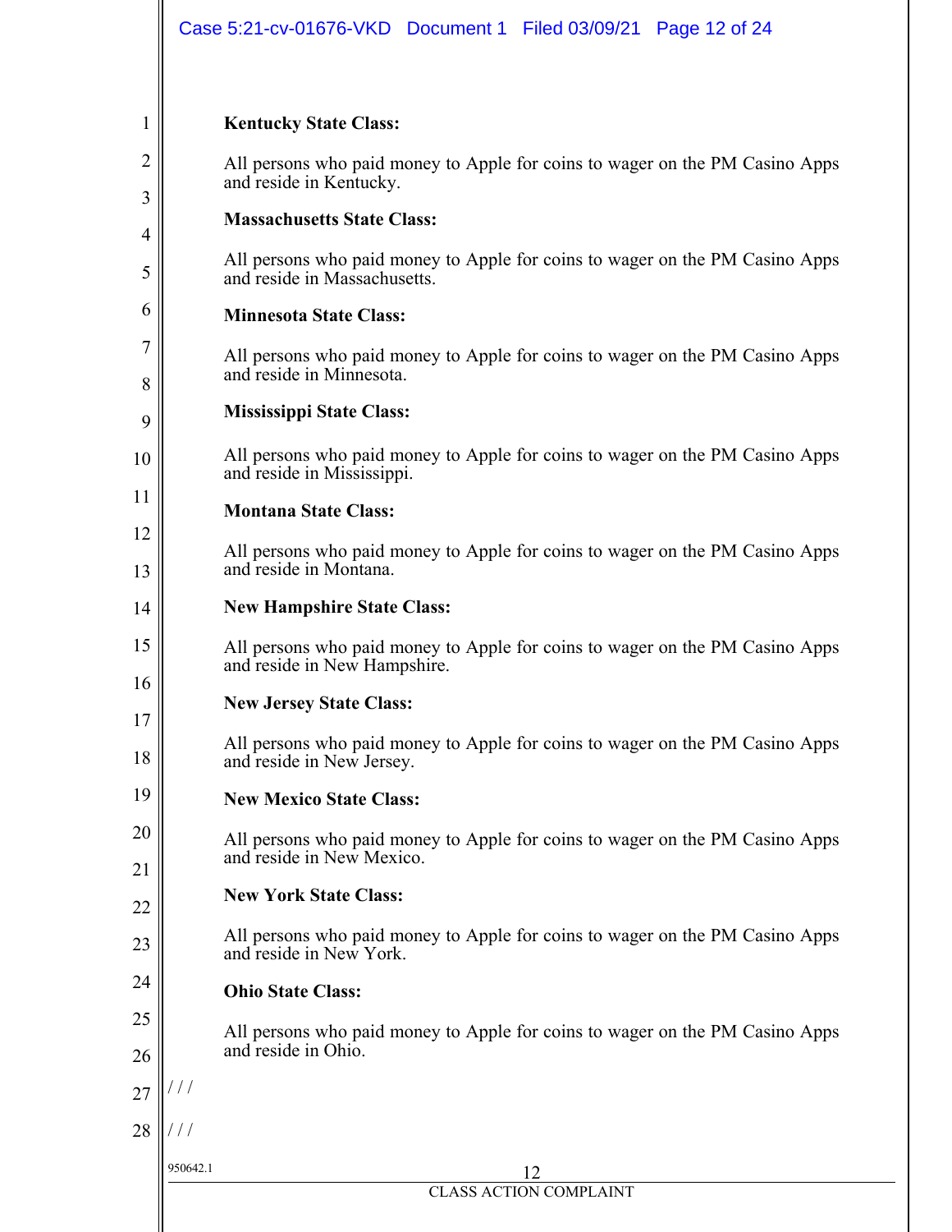**Kentucky State Class:**

All persons who paid money to Apple for coins to wager on the PM Casino Apps and reside in Kentucky.

**Massachusetts State Class:**

All persons who paid money to Apple for coins to wager on the PM Casino Apps and reside in Massachusetts.

**Minnesota State Class:**

All persons who paid money to Apple for coins to wager on the PM Casino Apps and reside in Minnesota.

**Mississippi State Class:**

All persons who paid money to Apple for coins to wager on the PM Casino Apps and reside in Mississippi.

**Montana State Class:**

All persons who paid money to Apple for coins to wager on the PM Casino Apps and reside in Montana.

**New Hampshire State Class:**

All persons who paid money to Apple for coins to wager on the PM Casino Apps and reside in New Hampshire.

**New Jersey State Class:**

All persons who paid money to Apple for coins to wager on the PM Casino Apps and reside in New Jersey.

**New Mexico State Class:**

All persons who paid money to Apple for coins to wager on the PM Casino Apps and reside in New Mexico.

**New York State Class:**

All persons who paid money to Apple for coins to wager on the PM Casino Apps and reside in New York.

**Ohio State Class:**

All persons who paid money to Apple for coins to wager on the PM Casino Apps and reside in Ohio.

/ / /

/ / /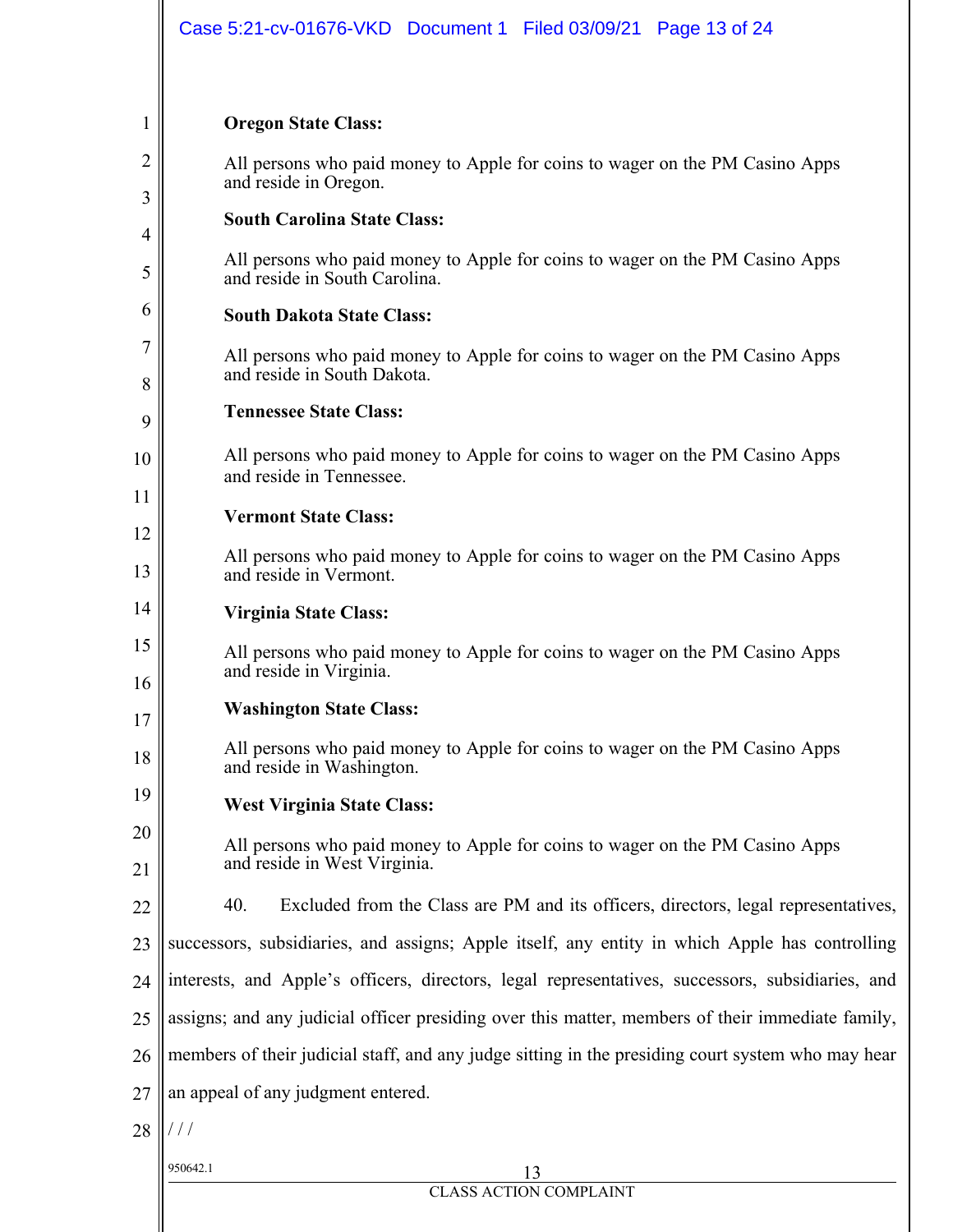**Oregon State Class:**

All persons who paid money to Apple for coins to wager on the PM Casino Apps and reside in Oregon.

**South Carolina State Class:**

All persons who paid money to Apple for coins to wager on the PM Casino Apps and reside in South Carolina.

**South Dakota State Class:**

All persons who paid money to Apple for coins to wager on the PM Casino Apps and reside in South Dakota.

**Tennessee State Class:**

All persons who paid money to Apple for coins to wager on the PM Casino Apps and reside in Tennessee.

**Vermont State Class:**

All persons who paid money to Apple for coins to wager on the PM Casino Apps and reside in Vermont.

**Virginia State Class:**

All persons who paid money to Apple for coins to wager on the PM Casino Apps and reside in Virginia.

**Washington State Class:**

All persons who paid money to Apple for coins to wager on the PM Casino Apps and reside in Washington.

**West Virginia State Class:**

All persons who paid money to Apple for coins to wager on the PM Casino Apps and reside in West Virginia.

40. Excluded from the Class are PM and its officers, directors, legal representatives, successors, subsidiaries, and assigns; Apple itself, any entity in which Apple has controlling interests, and Apple's officers, directors, legal representatives, successors, subsidiaries, and assigns; and any judicial officer presiding over this matter, members of their immediate family, members of their judicial staff, and any judge sitting in the presiding court system who may hear an appeal of any judgment entered.

/ / /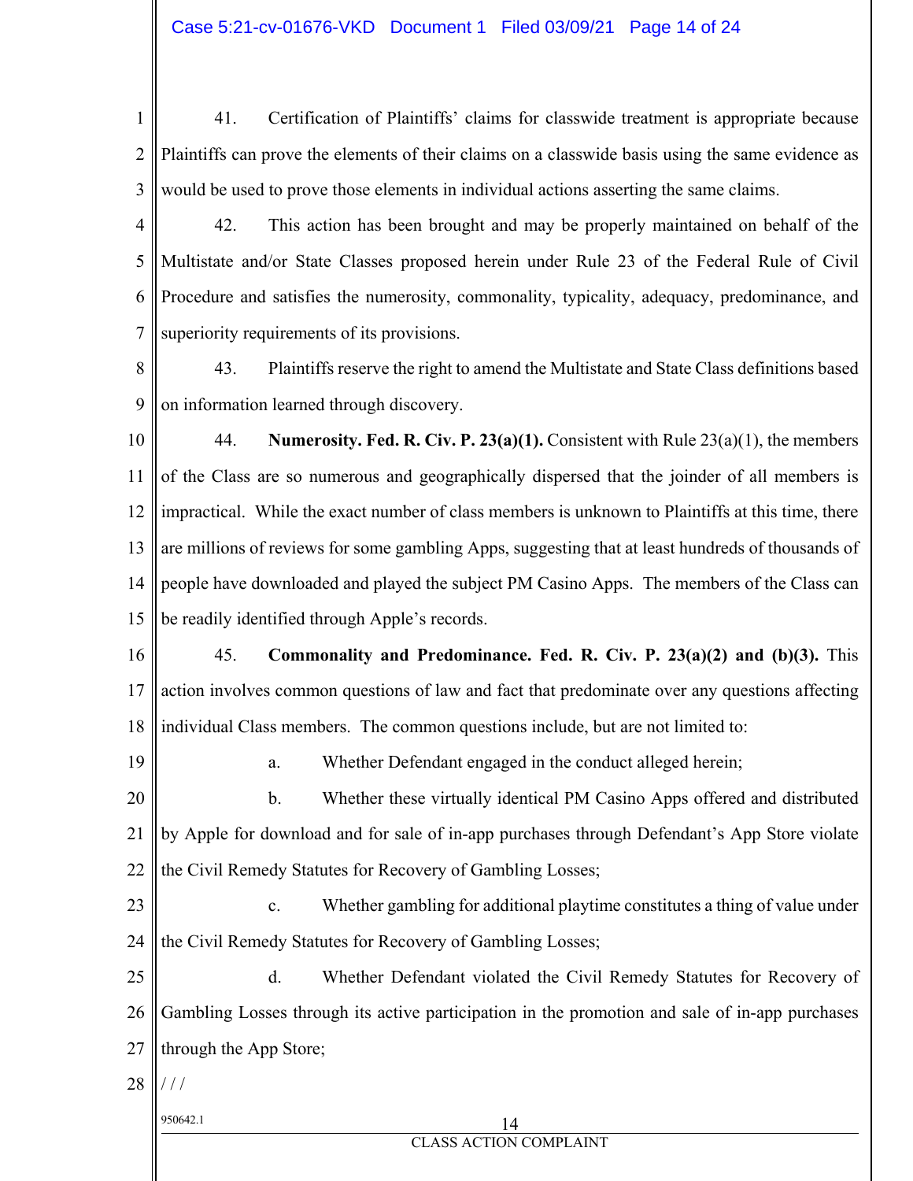41. Certification of Plaintiffs' claims for classwide treatment is appropriate because Plaintiffs can prove the elements of their claims on a classwide basis using the same evidence as would be used to prove those elements in individual actions asserting the same claims.

42. This action has been brought and may be properly maintained on behalf of the Multistate and/or State Classes proposed herein under Rule 23 of the Federal Rule of Civil Procedure and satisfies the numerosity, commonality, typicality, adequacy, predominance, and superiority requirements of its provisions.

43. Plaintiffs reserve the right to amend the Multistate and State Class definitions based on information learned through discovery.

44. **Numerosity. Fed. R. Civ. P. 23(a)(1).** Consistent with Rule 23(a)(1), the members of the Class are so numerous and geographically dispersed that the joinder of all members is impractical. While the exact number of class members is unknown to Plaintiffs at this time, there are millions of reviews for some gambling Apps, suggesting that at least hundreds of thousands of people have downloaded and played the subject PM Casino Apps. The members of the Class can be readily identified through Apple's records.

45. **Commonality and Predominance. Fed. R. Civ. P. 23(a)(2) and (b)(3).** This action involves common questions of law and fact that predominate over any questions affecting individual Class members. The common questions include, but are not limited to:

a. Whether Defendant engaged in the conduct alleged herein;

b. Whether these virtually identical PM Casino Apps offered and distributed by Apple for download and for sale of in-app purchases through Defendant's App Store violate the Civil Remedy Statutes for Recovery of Gambling Losses;

c. Whether gambling for additional playtime constitutes a thing of value under the Civil Remedy Statutes for Recovery of Gambling Losses;

d. Whether Defendant violated the Civil Remedy Statutes for Recovery of Gambling Losses through its active participation in the promotion and sale of in-app purchases through the App Store;

/ / /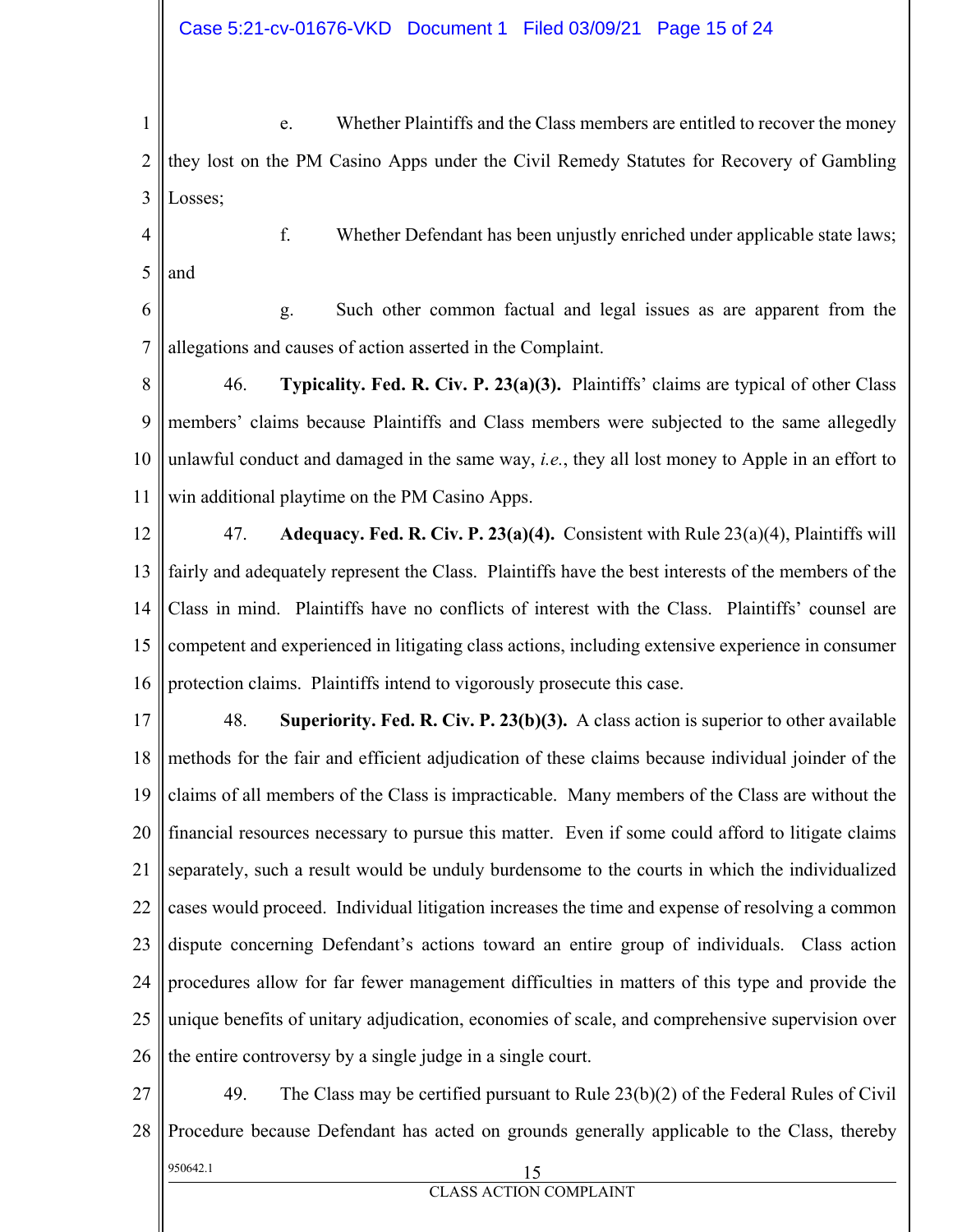e. Whether Plaintiffs and the Class members are entitled to recover the money they lost on the PM Casino Apps under the Civil Remedy Statutes for Recovery of Gambling Losses;

f. Whether Defendant has been unjustly enriched under applicable state laws; and

g. Such other common factual and legal issues as are apparent from the allegations and causes of action asserted in the Complaint.

46. **Typicality. Fed. R. Civ. P. 23(a)(3).** Plaintiffs' claims are typical of other Class members' claims because Plaintiffs and Class members were subjected to the same allegedly unlawful conduct and damaged in the same way, *i.e.*, they all lost money to Apple in an effort to win additional playtime on the PM Casino Apps.

47. **Adequacy. Fed. R. Civ. P. 23(a)(4).** Consistent with Rule 23(a)(4), Plaintiffs will fairly and adequately represent the Class. Plaintiffs have the best interests of the members of the Class in mind. Plaintiffs have no conflicts of interest with the Class. Plaintiffs' counsel are competent and experienced in litigating class actions, including extensive experience in consumer protection claims. Plaintiffs intend to vigorously prosecute this case.

48. **Superiority. Fed. R. Civ. P. 23(b)(3).** A class action is superior to other available methods for the fair and efficient adjudication of these claims because individual joinder of the claims of all members of the Class is impracticable. Many members of the Class are without the financial resources necessary to pursue this matter. Even if some could afford to litigate claims separately, such a result would be unduly burdensome to the courts in which the individualized cases would proceed. Individual litigation increases the time and expense of resolving a common dispute concerning Defendant's actions toward an entire group of individuals. Class action procedures allow for far fewer management difficulties in matters of this type and provide the unique benefits of unitary adjudication, economies of scale, and comprehensive supervision over the entire controversy by a single judge in a single court.

49. The Class may be certified pursuant to Rule 23(b)(2) of the Federal Rules of Civil Procedure because Defendant has acted on grounds generally applicable to the Class, thereby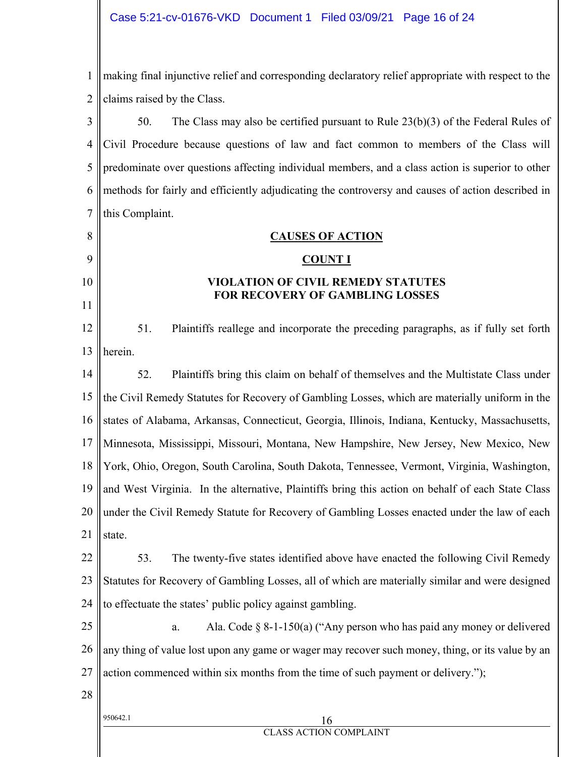making final injunctive relief and corresponding declaratory relief appropriate with respect to the claims raised by the Class.

50. The Class may also be certified pursuant to Rule 23(b)(3) of the Federal Rules of Civil Procedure because questions of law and fact common to members of the Class will predominate over questions affecting individual members, and a class action is superior to other methods for fairly and efficiently adjudicating the controversy and causes of action described in this Complaint.

## CAUSES OF ACTION

### COUNT I

### VIOLATION OF CIVIL REMEDY STATUTES FOR RECOVERY OF GAMBLING LOSSES

51. Plaintiffs reallege and incorporate the preceding paragraphs, as if fully set forth herein.

52. Plaintiffs bring this claim on behalf of themselves and the Multistate Class under the Civil Remedy Statutes for Recovery of Gambling Losses, which are materially uniform in the states of Alabama, Arkansas, Connecticut, Georgia, Illinois, Indiana, Kentucky, Massachusetts, Minnesota, Mississippi, Missouri, Montana, New Hampshire, New Jersey, New Mexico, New York, Ohio, Oregon, South Carolina, South Dakota, Tennessee, Vermont, Virginia, Washington, and West Virginia. In the alternative, Plaintiffs bring this action on behalf of each State Class under the Civil Remedy Statute for Recovery of Gambling Losses enacted under the law of each state.

53. The twenty-five states identified above have enacted the following Civil Remedy Statutes for Recovery of Gambling Losses, all of which are materially similar and were designed to effectuate the states' public policy against gambling.

a. Ala. Code § 8-1-150(a) ("Any person who has paid any money or delivered any thing of value lost upon any game or wager may recover such money, thing, or its value by an action commenced within six months from the time of such payment or delivery.");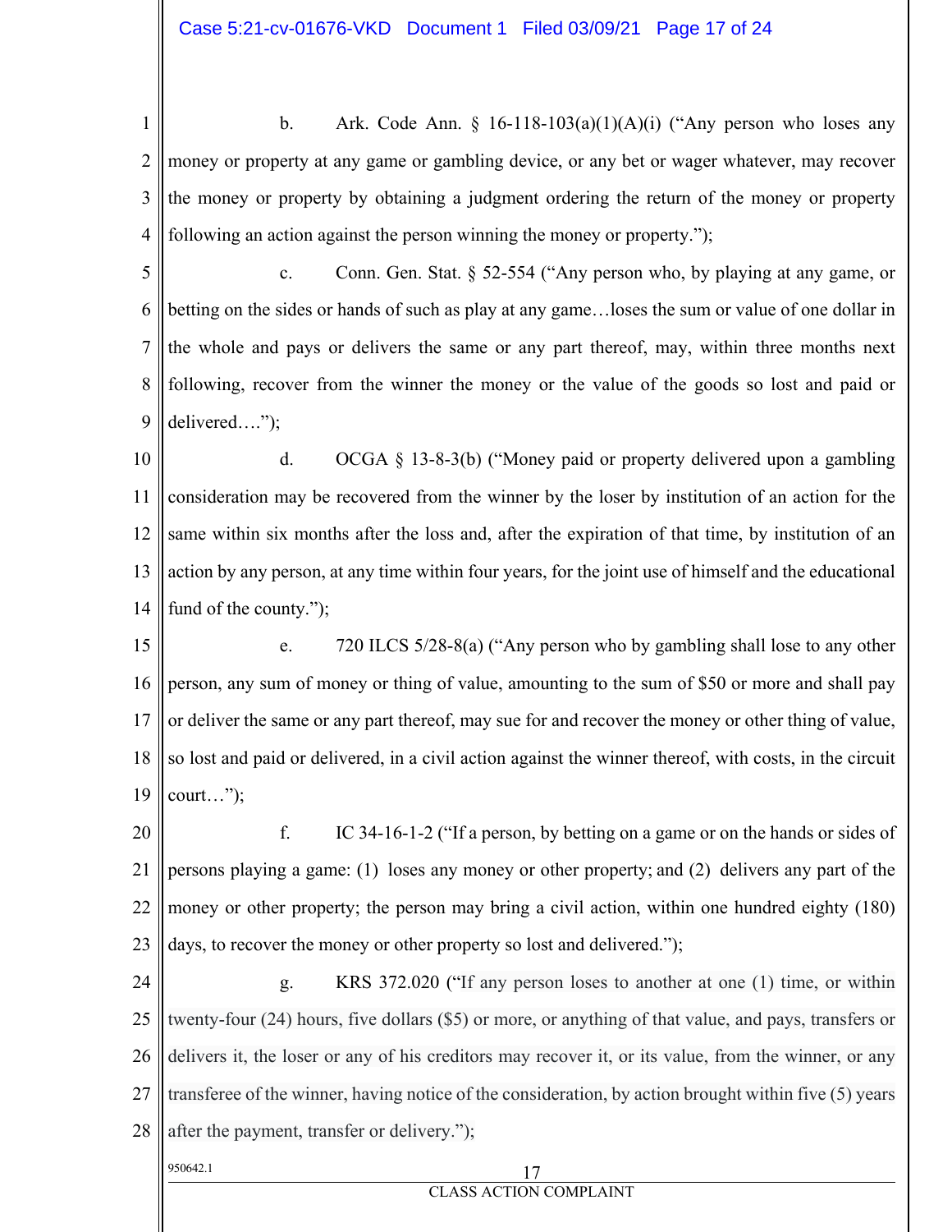b. Ark. Code Ann. § 16-118-103(a)(1)(A)(i) ("Any person who loses any money or property at any game or gambling device, or any bet or wager whatever, may recover the money or property by obtaining a judgment ordering the return of the money or property following an action against the person winning the money or property.");

c. Conn. Gen. Stat. § 52-554 ("Any person who, by playing at any game, or betting on the sides or hands of such as play at any game…loses the sum or value of one dollar in the whole and pays or delivers the same or any part thereof, may, within three months next following, recover from the winner the money or the value of the goods so lost and paid or delivered….");

d. OCGA § 13-8-3(b) ("Money paid or property delivered upon a gambling consideration may be recovered from the winner by the loser by institution of an action for the same within six months after the loss and, after the expiration of that time, by institution of an action by any person, at any time within four years, for the joint use of himself and the educational fund of the county.");

e. 720 ILCS 5/28-8(a) ("Any person who by gambling shall lose to any other person, any sum of money or thing of value, amounting to the sum of $50 or more and shall pay or deliver the same or any part thereof, may sue for and recover the money or other thing of value, so lost and paid or delivered, in a civil action against the winner thereof, with costs, in the circuit court…");

f. IC 34-16-1-2 ("If a person, by betting on a game or on the hands or sides of persons playing a game: (1) loses any money or other property; and (2) delivers any part of the money or other property; the person may bring a civil action, within one hundred eighty (180) days, to recover the money or other property so lost and delivered.");

g. KRS 372.020 ("If any person loses to another at one (1) time, or within twenty-four (24) hours, five dollars ($5) or more, or anything of that value, and pays, transfers or delivers it, the loser or any of his creditors may recover it, or its value, from the winner, or any transferee of the winner, having notice of the consideration, by action brought within five (5) years after the payment, transfer or delivery.");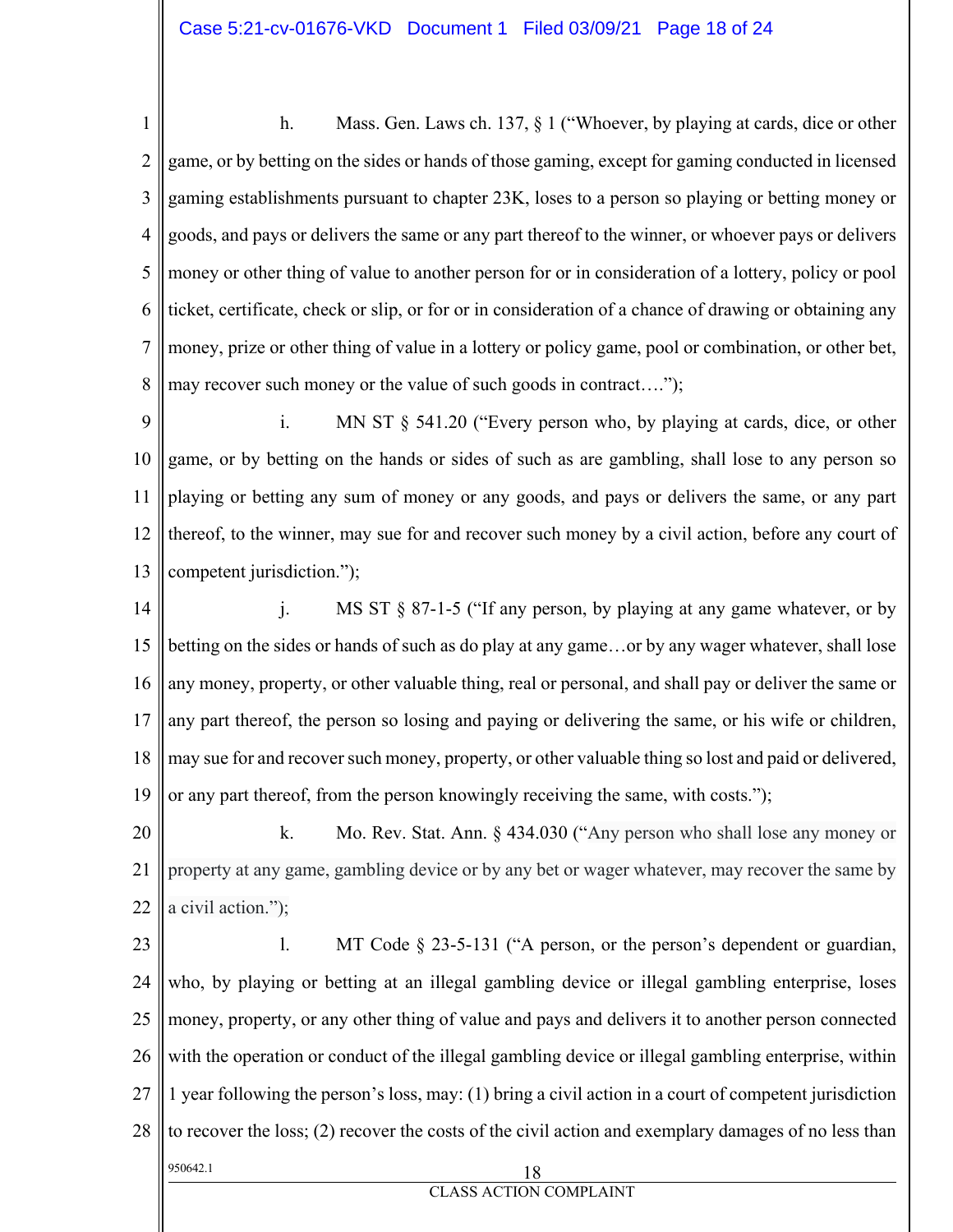h. Mass. Gen. Laws ch. 137, § 1 ("Whoever, by playing at cards, dice or other game, or by betting on the sides or hands of those gaming, except for gaming conducted in licensed gaming establishments pursuant to chapter 23K, loses to a person so playing or betting money or goods, and pays or delivers the same or any part thereof to the winner, or whoever pays or delivers money or other thing of value to another person for or in consideration of a lottery, policy or pool ticket, certificate, check or slip, or for or in consideration of a chance of drawing or obtaining any money, prize or other thing of value in a lottery or policy game, pool or combination, or other bet, may recover such money or the value of such goods in contract….");

i. MN ST § 541.20 ("Every person who, by playing at cards, dice, or other game, or by betting on the hands or sides of such as are gambling, shall lose to any person so playing or betting any sum of money or any goods, and pays or delivers the same, or any part thereof, to the winner, may sue for and recover such money by a civil action, before any court of competent jurisdiction.");

j. MS ST § 87-1-5 ("If any person, by playing at any game whatever, or by betting on the sides or hands of such as do play at any game…or by any wager whatever, shall lose any money, property, or other valuable thing, real or personal, and shall pay or deliver the same or any part thereof, the person so losing and paying or delivering the same, or his wife or children, may sue for and recover such money, property, or other valuable thing so lost and paid or delivered, or any part thereof, from the person knowingly receiving the same, with costs.");

k. Mo. Rev. Stat. Ann. § 434.030 ("Any person who shall lose any money or property at any game, gambling device or by any bet or wager whatever, may recover the same by a civil action.");

l. MT Code § 23-5-131 ("A person, or the person's dependent or guardian, who, by playing or betting at an illegal gambling device or illegal gambling enterprise, loses money, property, or any other thing of value and pays and delivers it to another person connected with the operation or conduct of the illegal gambling device or illegal gambling enterprise, within 1 year following the person's loss, may: (1) bring a civil action in a court of competent jurisdiction to recover the loss; (2) recover the costs of the civil action and exemplary damages of no less than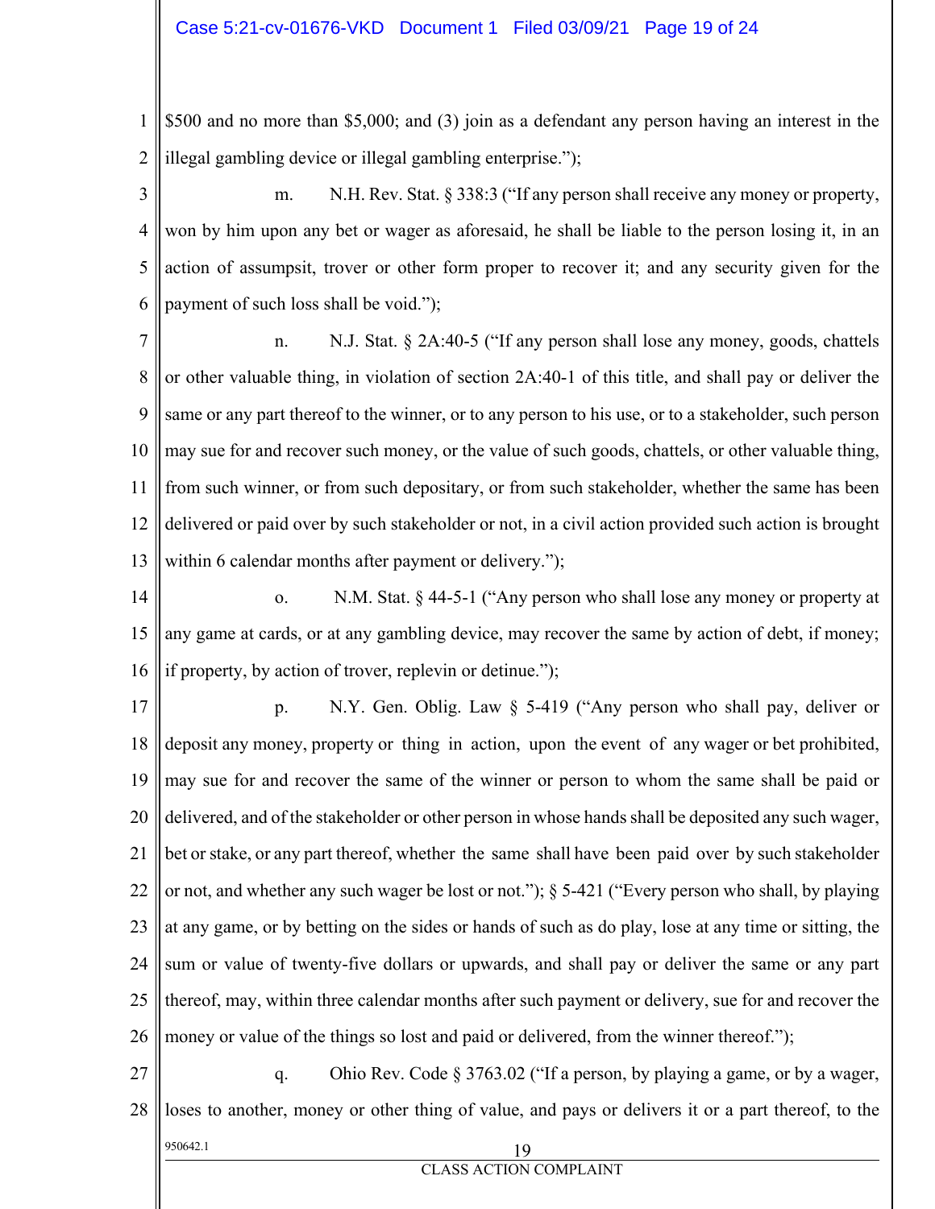$500 and no more than $5,000; and (3) join as a defendant any person having an interest in the illegal gambling device or illegal gambling enterprise.");

m. N.H. Rev. Stat. § 338:3 ("If any person shall receive any money or property, won by him upon any bet or wager as aforesaid, he shall be liable to the person losing it, in an action of assumpsit, trover or other form proper to recover it; and any security given for the payment of such loss shall be void.");

n. N.J. Stat. § 2A:40-5 ("If any person shall lose any money, goods, chattels or other valuable thing, in violation of section 2A:40-1 of this title, and shall pay or deliver the same or any part thereof to the winner, or to any person to his use, or to a stakeholder, such person may sue for and recover such money, or the value of such goods, chattels, or other valuable thing, from such winner, or from such depositary, or from such stakeholder, whether the same has been delivered or paid over by such stakeholder or not, in a civil action provided such action is brought within 6 calendar months after payment or delivery.");

o. N.M. Stat. § 44-5-1 ("Any person who shall lose any money or property at any game at cards, or at any gambling device, may recover the same by action of debt, if money; if property, by action of trover, replevin or detinue.");

p. N.Y. Gen. Oblig. Law § 5-419 ("Any person who shall pay, deliver or deposit any money, property or thing in action, upon the event of any wager or bet prohibited, may sue for and recover the same of the winner or person to whom the same shall be paid or delivered, and of the stakeholder or other person in whose hands shall be deposited any such wager, bet or stake, or any part thereof, whether the same shall have been paid over by such stakeholder or not, and whether any such wager be lost or not."); § 5-421 ("Every person who shall, by playing at any game, or by betting on the sides or hands of such as do play, lose at any time or sitting, the sum or value of twenty-five dollars or upwards, and shall pay or deliver the same or any part thereof, may, within three calendar months after such payment or delivery, sue for and recover the money or value of the things so lost and paid or delivered, from the winner thereof.");

q. Ohio Rev. Code § 3763.02 ("If a person, by playing a game, or by a wager, loses to another, money or other thing of value, and pays or delivers it or a part thereof, to the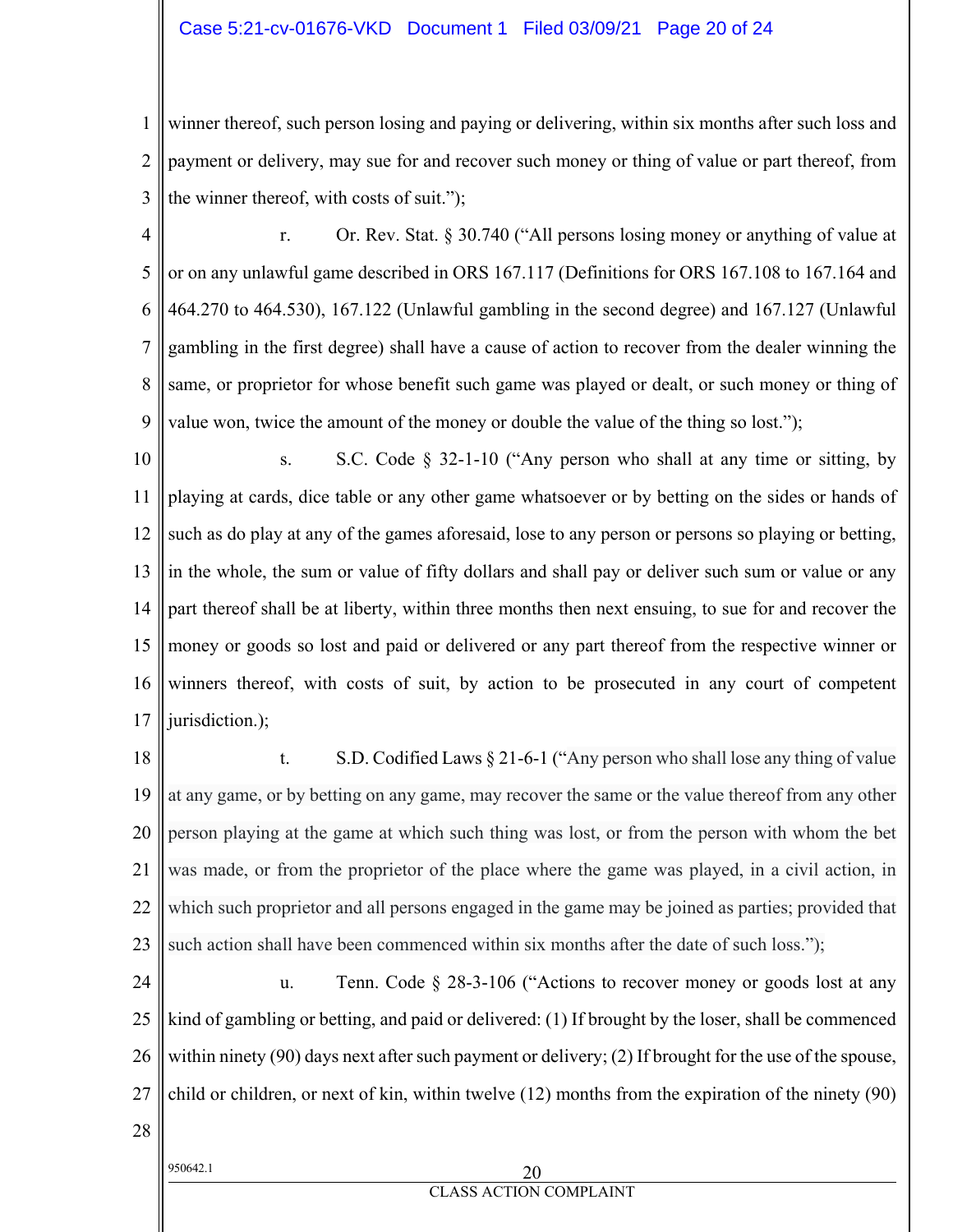winner thereof, such person losing and paying or delivering, within six months after such loss and payment or delivery, may sue for and recover such money or thing of value or part thereof, from the winner thereof, with costs of suit.");

r. Or. Rev. Stat. § 30.740 ("All persons losing money or anything of value at or on any unlawful game described in ORS 167.117 (Definitions for ORS 167.108 to 167.164 and 464.270 to 464.530), 167.122 (Unlawful gambling in the second degree) and 167.127 (Unlawful gambling in the first degree) shall have a cause of action to recover from the dealer winning the same, or proprietor for whose benefit such game was played or dealt, or such money or thing of value won, twice the amount of the money or double the value of the thing so lost.");

s. S.C. Code § 32-1-10 ("Any person who shall at any time or sitting, by playing at cards, dice table or any other game whatsoever or by betting on the sides or hands of such as do play at any of the games aforesaid, lose to any person or persons so playing or betting, in the whole, the sum or value of fifty dollars and shall pay or deliver such sum or value or any part thereof shall be at liberty, within three months then next ensuing, to sue for and recover the money or goods so lost and paid or delivered or any part thereof from the respective winner or winners thereof, with costs of suit, by action to be prosecuted in any court of competent jurisdiction.);

t. S.D. Codified Laws § 21-6-1 ("Any person who shall lose any thing of value at any game, or by betting on any game, may recover the same or the value thereof from any other person playing at the game at which such thing was lost, or from the person with whom the bet was made, or from the proprietor of the place where the game was played, in a civil action, in which such proprietor and all persons engaged in the game may be joined as parties; provided that such action shall have been commenced within six months after the date of such loss.");

u. Tenn. Code § 28-3-106 ("Actions to recover money or goods lost at any kind of gambling or betting, and paid or delivered: (1) If brought by the loser, shall be commenced within ninety (90) days next after such payment or delivery; (2) If brought for the use of the spouse, child or children, or next of kin, within twelve (12) months from the expiration of the ninety (90)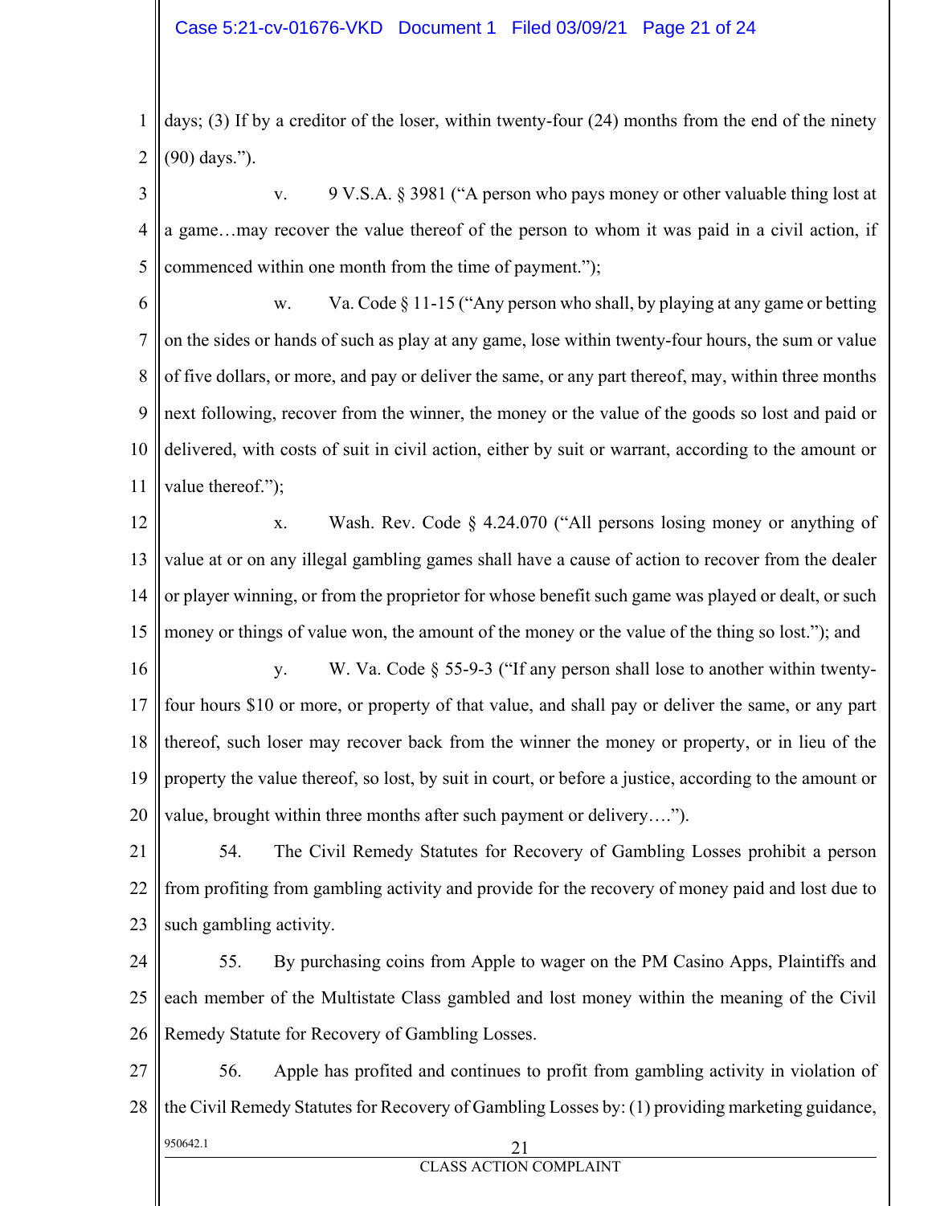days; (3) If by a creditor of the loser, within twenty-four (24) months from the end of the ninety (90) days.").

v. 9 V.S.A. § 3981 ("A person who pays money or other valuable thing lost at a game…may recover the value thereof of the person to whom it was paid in a civil action, if commenced within one month from the time of payment.");

w. Va. Code § 11-15 ("Any person who shall, by playing at any game or betting on the sides or hands of such as play at any game, lose within twenty-four hours, the sum or value of five dollars, or more, and pay or deliver the same, or any part thereof, may, within three months next following, recover from the winner, the money or the value of the goods so lost and paid or delivered, with costs of suit in civil action, either by suit or warrant, according to the amount or value thereof.");

x. Wash. Rev. Code § 4.24.070 ("All persons losing money or anything of value at or on any illegal gambling games shall have a cause of action to recover from the dealer or player winning, or from the proprietor for whose benefit such game was played or dealt, or such money or things of value won, the amount of the money or the value of the thing so lost."); and

y. W. Va. Code § 55-9-3 ("If any person shall lose to another within twenty-four hours $10 or more, or property of that value, and shall pay or deliver the same, or any part thereof, such loser may recover back from the winner the money or property, or in lieu of the property the value thereof, so lost, by suit in court, or before a justice, according to the amount or value, brought within three months after such payment or delivery….").

54. The Civil Remedy Statutes for Recovery of Gambling Losses prohibit a person from profiting from gambling activity and provide for the recovery of money paid and lost due to such gambling activity.

55. By purchasing coins from Apple to wager on the PM Casino Apps, Plaintiffs and each member of the Multistate Class gambled and lost money within the meaning of the Civil Remedy Statute for Recovery of Gambling Losses.

56. Apple has profited and continues to profit from gambling activity in violation of the Civil Remedy Statutes for Recovery of Gambling Losses by: (1) providing marketing guidance,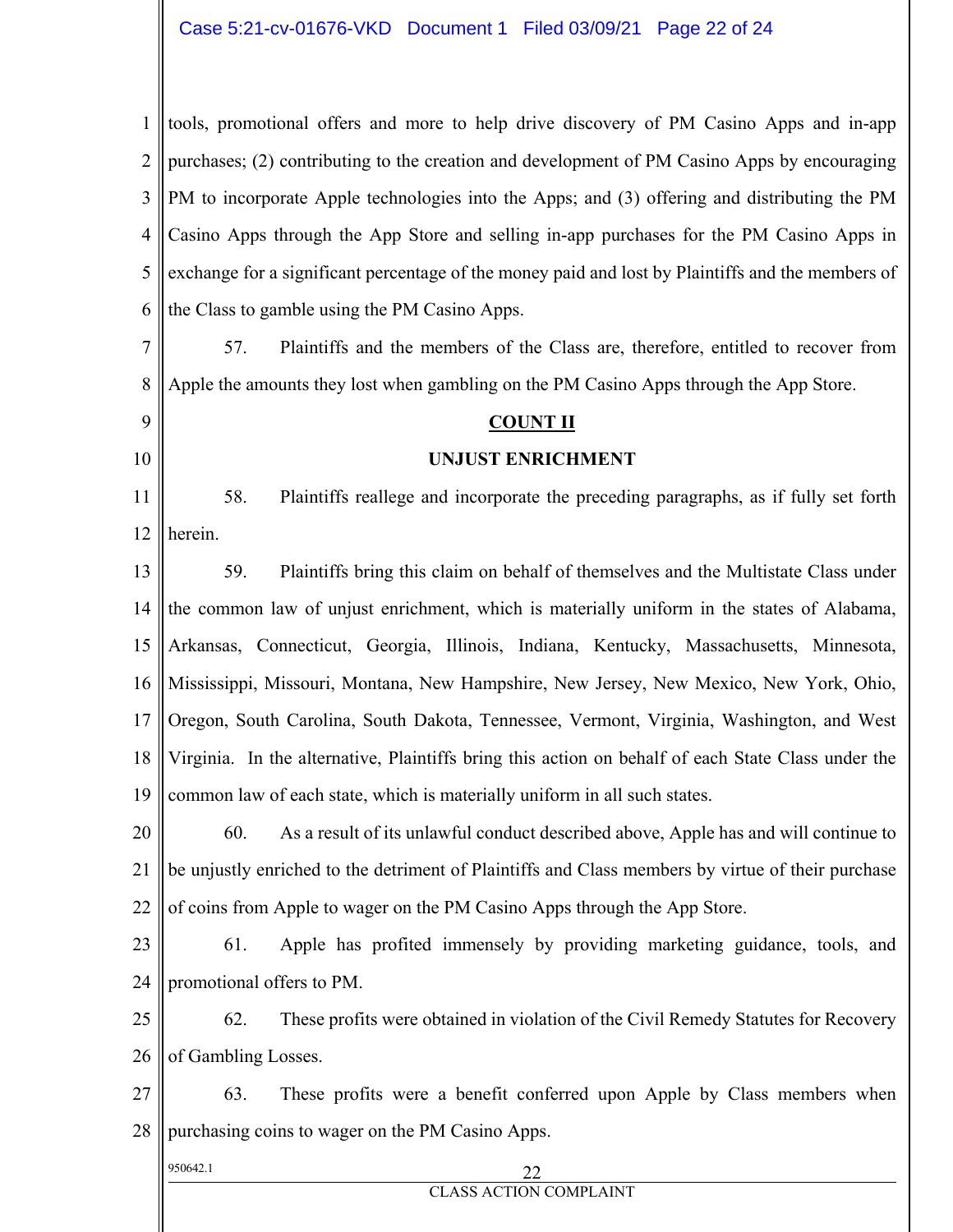tools, promotional offers and more to help drive discovery of PM Casino Apps and in-app purchases; (2) contributing to the creation and development of PM Casino Apps by encouraging PM to incorporate Apple technologies into the Apps; and (3) offering and distributing the PM Casino Apps through the App Store and selling in-app purchases for the PM Casino Apps in exchange for a significant percentage of the money paid and lost by Plaintiffs and the members of the Class to gamble using the PM Casino Apps.

57. Plaintiffs and the members of the Class are, therefore, entitled to recover from Apple the amounts they lost when gambling on the PM Casino Apps through the App Store.

## COUNT II

## UNJUST ENRICHMENT

58. Plaintiffs reallege and incorporate the preceding paragraphs, as if fully set forth herein.

59. Plaintiffs bring this claim on behalf of themselves and the Multistate Class under the common law of unjust enrichment, which is materially uniform in the states of Alabama, Arkansas, Connecticut, Georgia, Illinois, Indiana, Kentucky, Massachusetts, Minnesota, Mississippi, Missouri, Montana, New Hampshire, New Jersey, New Mexico, New York, Ohio, Oregon, South Carolina, South Dakota, Tennessee, Vermont, Virginia, Washington, and West Virginia. In the alternative, Plaintiffs bring this action on behalf of each State Class under the common law of each state, which is materially uniform in all such states.

60. As a result of its unlawful conduct described above, Apple has and will continue to be unjustly enriched to the detriment of Plaintiffs and Class members by virtue of their purchase of coins from Apple to wager on the PM Casino Apps through the App Store.

61. Apple has profited immensely by providing marketing guidance, tools, and promotional offers to PM.

62. These profits were obtained in violation of the Civil Remedy Statutes for Recovery of Gambling Losses.

63. These profits were a benefit conferred upon Apple by Class members when purchasing coins to wager on the PM Casino Apps.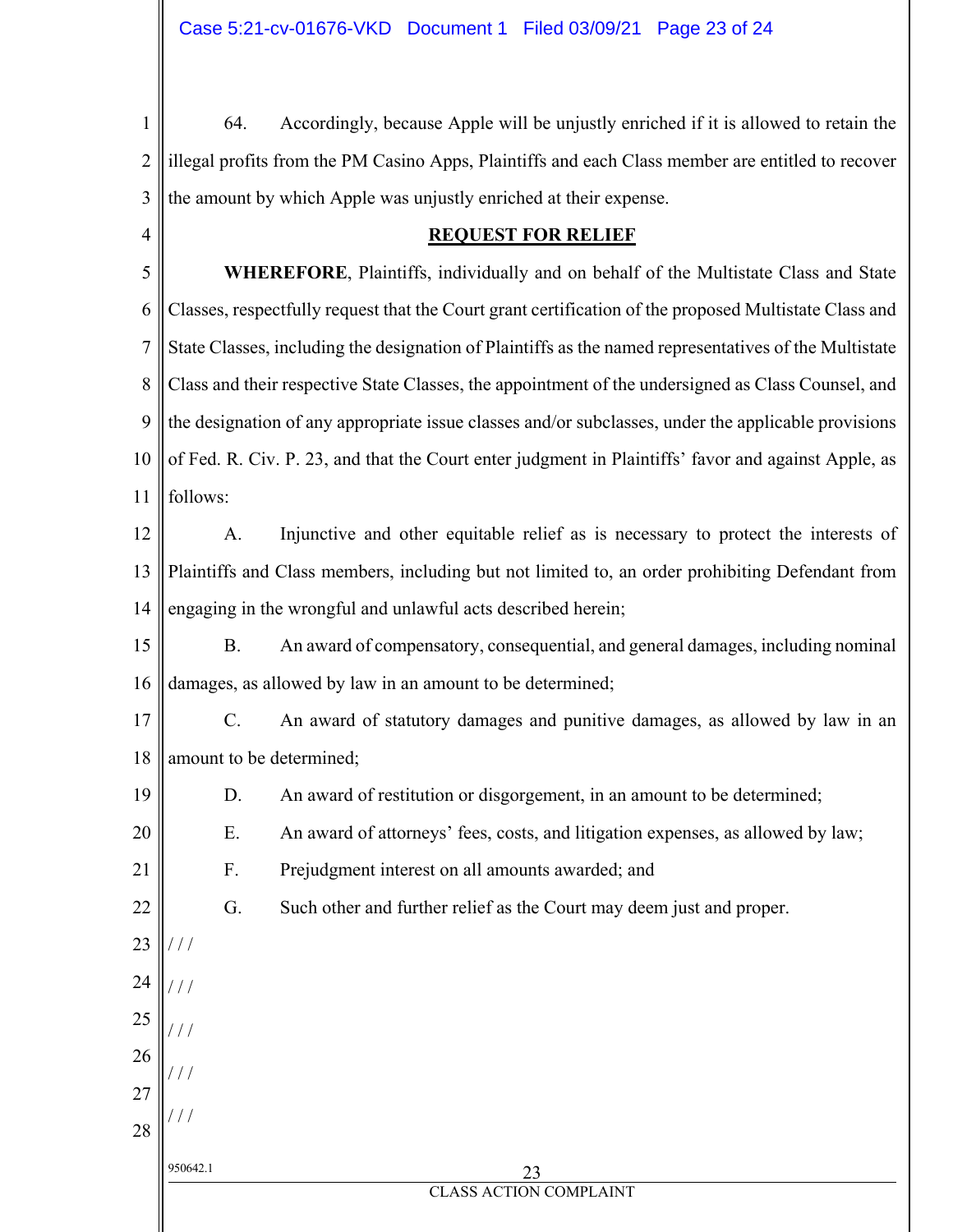64. Accordingly, because Apple will be unjustly enriched if it is allowed to retain the illegal profits from the PM Casino Apps, Plaintiffs and each Class member are entitled to recover the amount by which Apple was unjustly enriched at their expense.

## REQUEST FOR RELIEF

**WHEREFORE**, Plaintiffs, individually and on behalf of the Multistate Class and State Classes, respectfully request that the Court grant certification of the proposed Multistate Class and State Classes, including the designation of Plaintiffs as the named representatives of the Multistate Class and their respective State Classes, the appointment of the undersigned as Class Counsel, and the designation of any appropriate issue classes and/or subclasses, under the applicable provisions of Fed. R. Civ. P. 23, and that the Court enter judgment in Plaintiffs' favor and against Apple, as follows:

A. Injunctive and other equitable relief as is necessary to protect the interests of Plaintiffs and Class members, including but not limited to, an order prohibiting Defendant from engaging in the wrongful and unlawful acts described herein;

B. An award of compensatory, consequential, and general damages, including nominal damages, as allowed by law in an amount to be determined;

C. An award of statutory damages and punitive damages, as allowed by law in an amount to be determined;

D. An award of restitution or disgorgement, in an amount to be determined;

E. An award of attorneys' fees, costs, and litigation expenses, as allowed by law;

F. Prejudgment interest on all amounts awarded; and

G. Such other and further relief as the Court may deem just and proper.

/ / /

/ / /

/ / /

/ / /

/ / /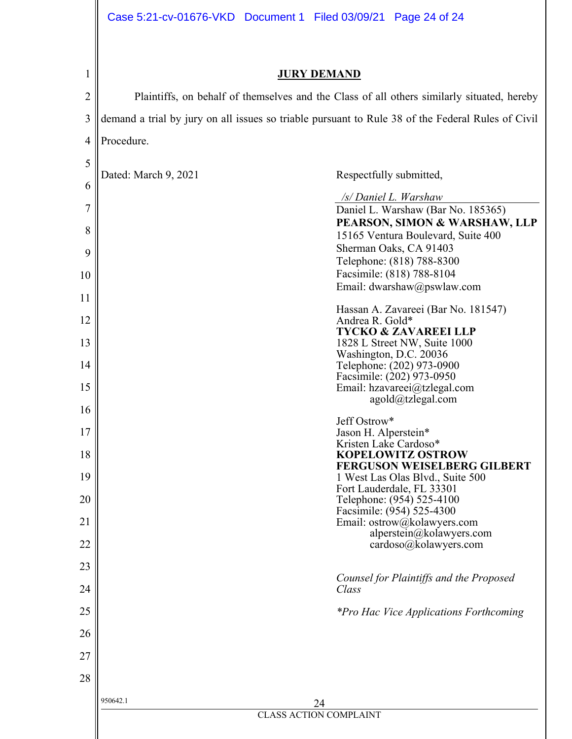## JURY DEMAND

Plaintiffs, on behalf of themselves and the Class of all others similarly situated, hereby demand a trial by jury on all issues so triable pursuant to Rule 38 of the Federal Rules of Civil Procedure.

Dated: March 9, 2021

Respectfully submitted,

*/s/ Daniel L. Warshaw*
Daniel L. Warshaw (Bar No. 185365)
**PEARSON, SIMON & WARSHAW, LLP**
15165 Ventura Boulevard, Suite 400
Sherman Oaks, CA 91403
Telephone: (818) 788-8300
Facsimile: (818) 788-8104
Email: dwarshaw@pswlaw.com

Hassan A. Zavareei (Bar No. 181547)
Andrea R. Gold*
**TYCKO & ZAVAREEI LLP**
1828 L Street NW, Suite 1000
Washington, D.C. 20036
Telephone: (202) 973-0900
Facsimile: (202) 973-0950
Email: hzavareei@tzlegal.com
agold@tzlegal.com

Jeff Ostrow*
Jason H. Alperstein*
Kristen Lake Cardoso*
**KOPELOWITZ OSTROW FERGUSON WEISELBERG GILBERT**
1 West Las Olas Blvd., Suite 500
Fort Lauderdale, FL 33301
Telephone: (954) 525-4100
Facsimile: (954) 525-4300
Email: ostrow@kolawyers.com
alperstein@kolawyers.com
cardoso@kolawyers.com

*Counsel for Plaintiffs and the Proposed Class*

*\*Pro Hac Vice Applications Forthcoming*

950642.1

CLASS ACTION COMPLAINT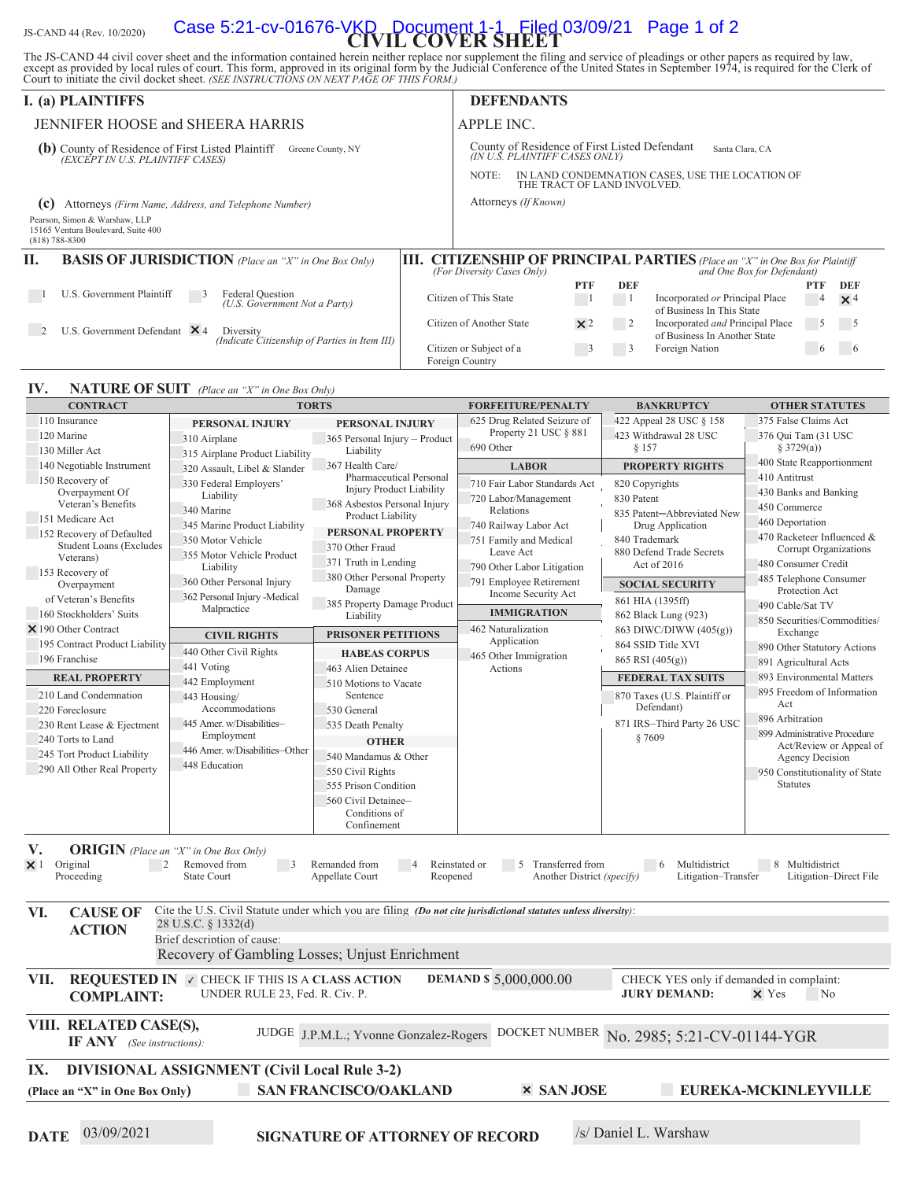JS-CAND 44 (Rev. 10/2020)

# CIVIL COVER SHEET

The JS-CAND 44 civil cover sheet and the information contained herein neither replace nor supplement the filing and service of pleadings or other papers as required by law, except as provided by local rules of court. This form, approved in its original form by the Judicial Conference of the United States in September 1974, is required for the Clerk of Court to initiate the civil docket sheet. *(SEE INSTRUCTIONS ON NEXT PAGE OF THIS FORM.)*

## I. (a) PLAINTIFFS

JENNIFER HOOSE and SHEERA HARRIS

**(b)** County of Residence of First Listed Plaintiff: Greene County, NY
*(EXCEPT IN U.S. PLAINTIFF CASES)*

**(c)** Attorneys *(Firm Name, Address, and Telephone Number)*

Pearson, Simon & Warshaw, LLP
15165 Ventura Boulevard, Suite 400
(818) 788-8300

## DEFENDANTS

APPLE INC.

County of Residence of First Listed Defendant: Santa Clara, CA
*(IN U.S. PLAINTIFF CASES ONLY)*

NOTE: IN LAND CONDEMNATION CASES, USE THE LOCATION OF THE TRACT OF LAND INVOLVED.

Attorneys *(If Known)*

## II. BASIS OF JURISDICTION *(Place an "X" in One Box Only)*

- 1 U.S. Government Plaintiff
- 3 Federal Question *(U.S. Government Not a Party)*
- 2 U.S. Government Defendant
- ☒ 4 Diversity *(Indicate Citizenship of Parties in Item III)*

## III. CITIZENSHIP OF PRINCIPAL PARTIES *(Place an "X" in One Box for Plaintiff and One Box for Defendant)* *(For Diversity Cases Only)*

| | PTF | DEF | | PTF | DEF |
|---|---|---|---|---|---|
| Citizen of This State | 1 | 1 | Incorporated *or* Principal Place of Business In This State | 4 | ☒ 4 |
| Citizen of Another State | ☒ 2 | 2 | Incorporated *and* Principal Place of Business In Another State | 5 | 5 |
| Citizen or Subject of a Foreign Country | 3 | 3 | Foreign Nation | 6 | 6 |

## IV. NATURE OF SUIT *(Place an "X" in One Box Only)*

**CONTRACT**
- 110 Insurance
- 120 Marine
- 130 Miller Act
- 140 Negotiable Instrument
- 150 Recovery of Overpayment Of Veteran's Benefits
- 151 Medicare Act
- 152 Recovery of Defaulted Student Loans (Excludes Veterans)
- 153 Recovery of Overpayment of Veteran's Benefits
- 160 Stockholders' Suits
- ☒ 190 Other Contract
- 195 Contract Product Liability
- 196 Franchise

**REAL PROPERTY**
- 210 Land Condemnation
- 220 Foreclosure
- 230 Rent Lease & Ejectment
- 240 Torts to Land
- 245 Tort Product Liability
- 290 All Other Real Property

**TORTS**

PERSONAL INJURY
- 310 Airplane
- 315 Airplane Product Liability
- 320 Assault, Libel & Slander
- 330 Federal Employers' Liability
- 340 Marine
- 345 Marine Product Liability
- 350 Motor Vehicle
- 355 Motor Vehicle Product Liability
- 360 Other Personal Injury
- 362 Personal Injury -Medical Malpractice

PERSONAL INJURY
- 365 Personal Injury – Product Liability
- 367 Health Care/ Pharmaceutical Personal Injury Product Liability
- 368 Asbestos Personal Injury Product Liability

PERSONAL PROPERTY
- 370 Other Fraud
- 371 Truth in Lending
- 380 Other Personal Property Damage
- 385 Property Damage Product Liability

**CIVIL RIGHTS**
- 440 Other Civil Rights
- 441 Voting
- 442 Employment
- 443 Housing/ Accommodations
- 445 Amer. w/Disabilities–Employment
- 446 Amer. w/Disabilities–Other
- 448 Education

**PRISONER PETITIONS**

HABEAS CORPUS
- 463 Alien Detainee
- 510 Motions to Vacate Sentence
- 530 General
- 535 Death Penalty

OTHER
- 540 Mandamus & Other
- 550 Civil Rights
- 555 Prison Condition
- 560 Civil Detainee– Conditions of Confinement

**FORFEITURE/PENALTY**
- 625 Drug Related Seizure of Property 21 USC § 881
- 690 Other

**LABOR**
- 710 Fair Labor Standards Act
- 720 Labor/Management Relations
- 740 Railway Labor Act
- 751 Family and Medical Leave Act
- 790 Other Labor Litigation
- 791 Employee Retirement Income Security Act

**IMMIGRATION**
- 462 Naturalization Application
- 465 Other Immigration Actions

**BANKRUPTCY**
- 422 Appeal 28 USC § 158
- 423 Withdrawal 28 USC § 157

**PROPERTY RIGHTS**
- 820 Copyrights
- 830 Patent
- 835 Patent─Abbreviated New Drug Application
- 840 Trademark
- 880 Defend Trade Secrets Act of 2016

**SOCIAL SECURITY**
- 861 HIA (1395ff)
- 862 Black Lung (923)
- 863 DIWC/DIWW (405(g))
- 864 SSID Title XVI
- 865 RSI (405(g))

**FEDERAL TAX SUITS**
- 870 Taxes (U.S. Plaintiff or Defendant)
- 871 IRS–Third Party 26 USC § 7609

**OTHER STATUTES**
- 375 False Claims Act
- 376 Qui Tam (31 USC § 3729(a))
- 400 State Reapportionment
- 410 Antitrust
- 430 Banks and Banking
- 450 Commerce
- 460 Deportation
- 470 Racketeer Influenced & Corrupt Organizations
- 480 Consumer Credit
- 485 Telephone Consumer Protection Act
- 490 Cable/Sat TV
- 850 Securities/Commodities/ Exchange
- 890 Other Statutory Actions
- 891 Agricultural Acts
- 893 Environmental Matters
- 895 Freedom of Information Act
- 896 Arbitration
- 899 Administrative Procedure Act/Review or Appeal of Agency Decision
- 950 Constitutionality of State Statutes

## V. ORIGIN *(Place an "X" in One Box Only)*

- ☒ 1 Original Proceeding
- 2 Removed from State Court
- 3 Remanded from Appellate Court
- 4 Reinstated or Reopened
- 5 Transferred from Another District *(specify)*
- 6 Multidistrict Litigation–Transfer
- 8 Multidistrict Litigation–Direct File

## VI. CAUSE OF ACTION

Cite the U.S. Civil Statute under which you are filing *(Do not cite jurisdictional statutes unless diversity)*: 28 U.S.C. § 1332(d)

Brief description of cause: Recovery of Gambling Losses; Unjust Enrichment

## VII. REQUESTED IN COMPLAINT:

✓ CHECK IF THIS IS A **CLASS ACTION** UNDER RULE 23, Fed. R. Civ. P.

**DEMAND $** 5,000,000.00

CHECK YES only if demanded in complaint: **JURY DEMAND:** ☒ Yes ☐ No

## VIII. RELATED CASE(S), IF ANY *(See instructions)*:

JUDGE: J.P.M.L.; Yvonne Gonzalez-Rogers — DOCKET NUMBER: No. 2985; 5:21-CV-01144-YGR

## IX. DIVISIONAL ASSIGNMENT (Civil Local Rule 3-2)

**(Place an "X" in One Box Only)**

- ☐ SAN FRANCISCO/OAKLAND
- ☒ SAN JOSE
- ☐ EUREKA-MCKINLEYVILLE

**DATE** 03/09/2021 **SIGNATURE OF ATTORNEY OF RECORD** /s/ Daniel L. Warshaw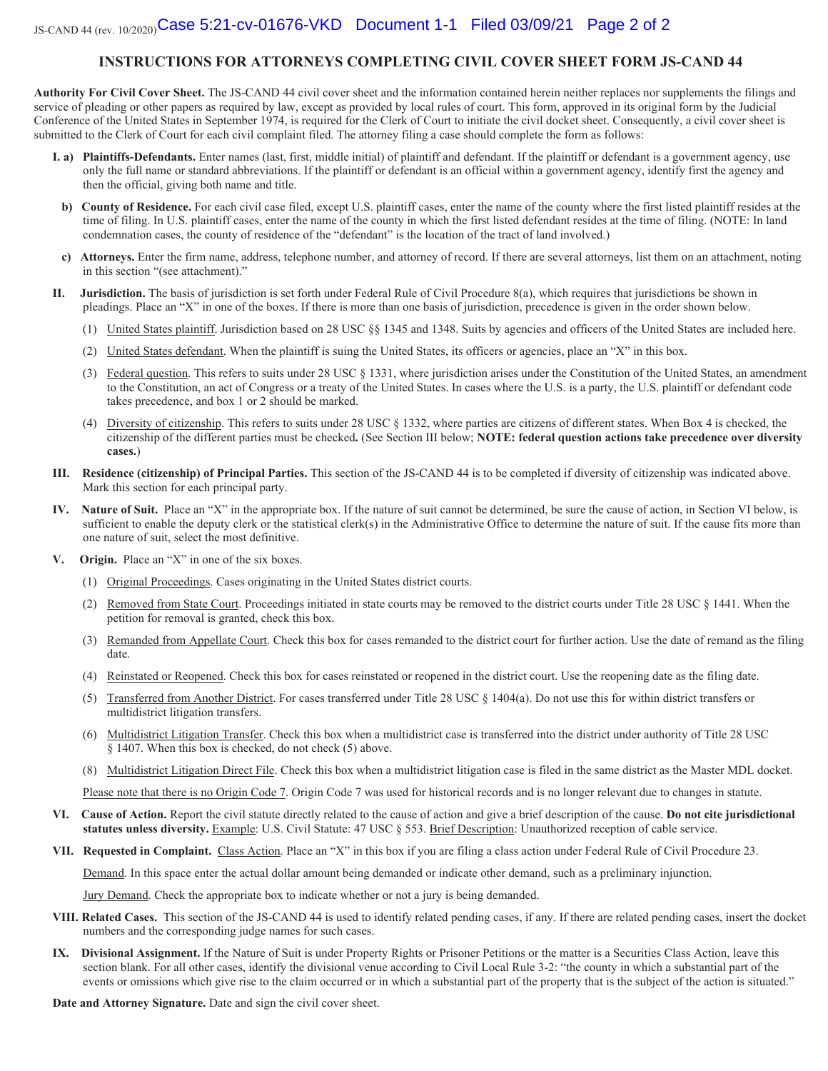## INSTRUCTIONS FOR ATTORNEYS COMPLETING CIVIL COVER SHEET FORM JS-CAND 44

**Authority For Civil Cover Sheet.** The JS-CAND 44 civil cover sheet and the information contained herein neither replaces nor supplements the filings and service of pleading or other papers as required by law, except as provided by local rules of court. This form, approved in its original form by the Judicial Conference of the United States in September 1974, is required for the Clerk of Court to initiate the civil docket sheet. Consequently, a civil cover sheet is submitted to the Clerk of Court for each civil complaint filed. The attorney filing a case should complete the form as follows:

**I. a) Plaintiffs-Defendants.** Enter names (last, first, middle initial) of plaintiff and defendant. If the plaintiff or defendant is a government agency, use only the full name or standard abbreviations. If the plaintiff or defendant is an official within a government agency, identify first the agency and then the official, giving both name and title.

**b) County of Residence.** For each civil case filed, except U.S. plaintiff cases, enter the name of the county where the first listed plaintiff resides at the time of filing. In U.S. plaintiff cases, enter the name of the county in which the first listed defendant resides at the time of filing. (NOTE: In land condemnation cases, the county of residence of the "defendant" is the location of the tract of land involved.)

**c) Attorneys.** Enter the firm name, address, telephone number, and attorney of record. If there are several attorneys, list them on an attachment, noting in this section "(see attachment)."

**II. Jurisdiction.** The basis of jurisdiction is set forth under Federal Rule of Civil Procedure 8(a), which requires that jurisdictions be shown in pleadings. Place an "X" in one of the boxes. If there is more than one basis of jurisdiction, precedence is given in the order shown below.

(1) United States plaintiff. Jurisdiction based on 28 USC §§ 1345 and 1348. Suits by agencies and officers of the United States are included here.

(2) United States defendant. When the plaintiff is suing the United States, its officers or agencies, place an "X" in this box.

(3) Federal question. This refers to suits under 28 USC § 1331, where jurisdiction arises under the Constitution of the United States, an amendment to the Constitution, an act of Congress or a treaty of the United States. In cases where the U.S. is a party, the U.S. plaintiff or defendant code takes precedence, and box 1 or 2 should be marked.

(4) Diversity of citizenship. This refers to suits under 28 USC § 1332, where parties are citizens of different states. When Box 4 is checked, the citizenship of the different parties must be checked**.** (See Section III below; **NOTE: federal question actions take precedence over diversity cases.**)

**III. Residence (citizenship) of Principal Parties.** This section of the JS-CAND 44 is to be completed if diversity of citizenship was indicated above. Mark this section for each principal party.

**IV. Nature of Suit.** Place an "X" in the appropriate box. If the nature of suit cannot be determined, be sure the cause of action, in Section VI below, is sufficient to enable the deputy clerk or the statistical clerk(s) in the Administrative Office to determine the nature of suit. If the cause fits more than one nature of suit, select the most definitive.

**V. Origin.** Place an "X" in one of the six boxes.

(1) Original Proceedings. Cases originating in the United States district courts.

(2) Removed from State Court. Proceedings initiated in state courts may be removed to the district courts under Title 28 USC § 1441. When the petition for removal is granted, check this box.

(3) Remanded from Appellate Court. Check this box for cases remanded to the district court for further action. Use the date of remand as the filing date.

(4) Reinstated or Reopened. Check this box for cases reinstated or reopened in the district court. Use the reopening date as the filing date.

(5) Transferred from Another District. For cases transferred under Title 28 USC § 1404(a). Do not use this for within district transfers or multidistrict litigation transfers.

(6) Multidistrict Litigation Transfer. Check this box when a multidistrict case is transferred into the district under authority of Title 28 USC § 1407. When this box is checked, do not check (5) above.

(8) Multidistrict Litigation Direct File. Check this box when a multidistrict litigation case is filed in the same district as the Master MDL docket.

Please note that there is no Origin Code 7. Origin Code 7 was used for historical records and is no longer relevant due to changes in statute.

**VI. Cause of Action.** Report the civil statute directly related to the cause of action and give a brief description of the cause. **Do not cite jurisdictional statutes unless diversity.** Example: U.S. Civil Statute: 47 USC § 553. Brief Description: Unauthorized reception of cable service.

**VII. Requested in Complaint.** Class Action. Place an "X" in this box if you are filing a class action under Federal Rule of Civil Procedure 23.

Demand. In this space enter the actual dollar amount being demanded or indicate other demand, such as a preliminary injunction.

Jury Demand. Check the appropriate box to indicate whether or not a jury is being demanded.

**VIII. Related Cases.** This section of the JS-CAND 44 is used to identify related pending cases, if any. If there are related pending cases, insert the docket numbers and the corresponding judge names for such cases.

**IX. Divisional Assignment.** If the Nature of Suit is under Property Rights or Prisoner Petitions or the matter is a Securities Class Action, leave this section blank. For all other cases, identify the divisional venue according to Civil Local Rule 3-2: "the county in which a substantial part of the events or omissions which give rise to the claim occurred or in which a substantial part of the property that is the subject of the action is situated."

**Date and Attorney Signature.** Date and sign the civil cover sheet.